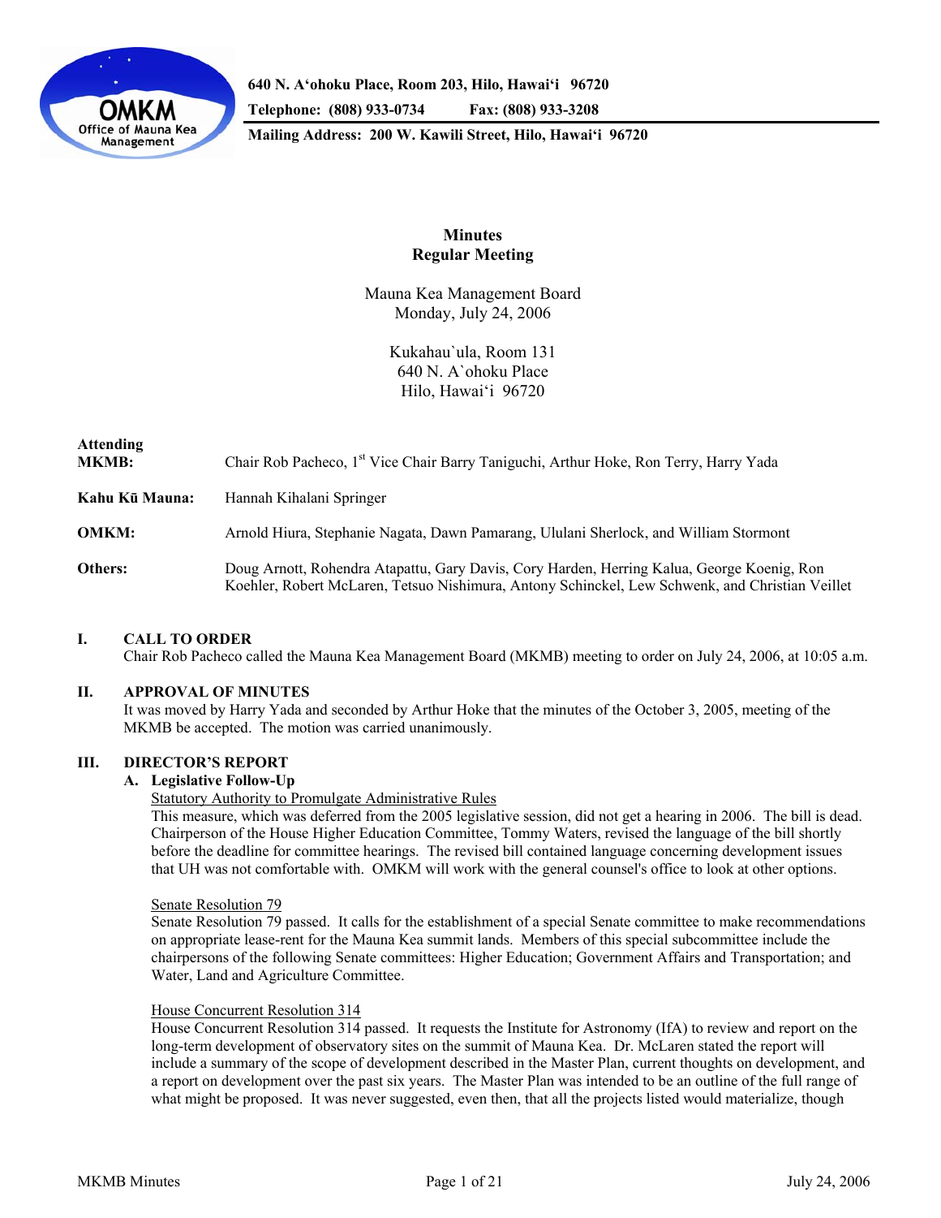640 N. A'ohoku Place, Room 203, Hilo, Hawai'i 96720
Telephone: (808) 933-0734 Fax: (808) 933-3208
Mailing Address: 200 W. Kawili Street, Hilo, Hawai'i 96720

# Minutes
# Regular Meeting

Mauna Kea Management Board
Monday, July 24, 2006

Kukahau`ula, Room 131
640 N. A`ohoku Place
Hilo, Hawai'i 96720

| | |
|---|---|
| **Attending MKMB:** | Chair Rob Pacheco, 1st Vice Chair Barry Taniguchi, Arthur Hoke, Ron Terry, Harry Yada |
| **Kahu Kū Mauna:** | Hannah Kihalani Springer |
| **OMKM:** | Arnold Hiura, Stephanie Nagata, Dawn Pamarang, Ululani Sherlock, and William Stormont |
| **Others:** | Doug Arnott, Rohendra Atapattu, Gary Davis, Cory Harden, Herring Kalua, George Koenig, Ron Koehler, Robert McLaren, Tetsuo Nishimura, Antony Schinckel, Lew Schwenk, and Christian Veillet |

## I. CALL TO ORDER

Chair Rob Pacheco called the Mauna Kea Management Board (MKMB) meeting to order on July 24, 2006, at 10:05 a.m.

## II. APPROVAL OF MINUTES

It was moved by Harry Yada and seconded by Arthur Hoke that the minutes of the October 3, 2005, meeting of the MKMB be accepted. The motion was carried unanimously.

## III. DIRECTOR'S REPORT

### A. Legislative Follow-Up

Statutory Authority to Promulgate Administrative Rules

This measure, which was deferred from the 2005 legislative session, did not get a hearing in 2006. The bill is dead. Chairperson of the House Higher Education Committee, Tommy Waters, revised the language of the bill shortly before the deadline for committee hearings. The revised bill contained language concerning development issues that UH was not comfortable with. OMKM will work with the general counsel's office to look at other options.

Senate Resolution 79

Senate Resolution 79 passed. It calls for the establishment of a special Senate committee to make recommendations on appropriate lease-rent for the Mauna Kea summit lands. Members of this special subcommittee include the chairpersons of the following Senate committees: Higher Education; Government Affairs and Transportation; and Water, Land and Agriculture Committee.

House Concurrent Resolution 314

House Concurrent Resolution 314 passed. It requests the Institute for Astronomy (IfA) to review and report on the long-term development of observatory sites on the summit of Mauna Kea. Dr. McLaren stated the report will include a summary of the scope of development described in the Master Plan, current thoughts on development, and a report on development over the past six years. The Master Plan was intended to be an outline of the full range of what might be proposed. It was never suggested, even then, that all the projects listed would materialize, though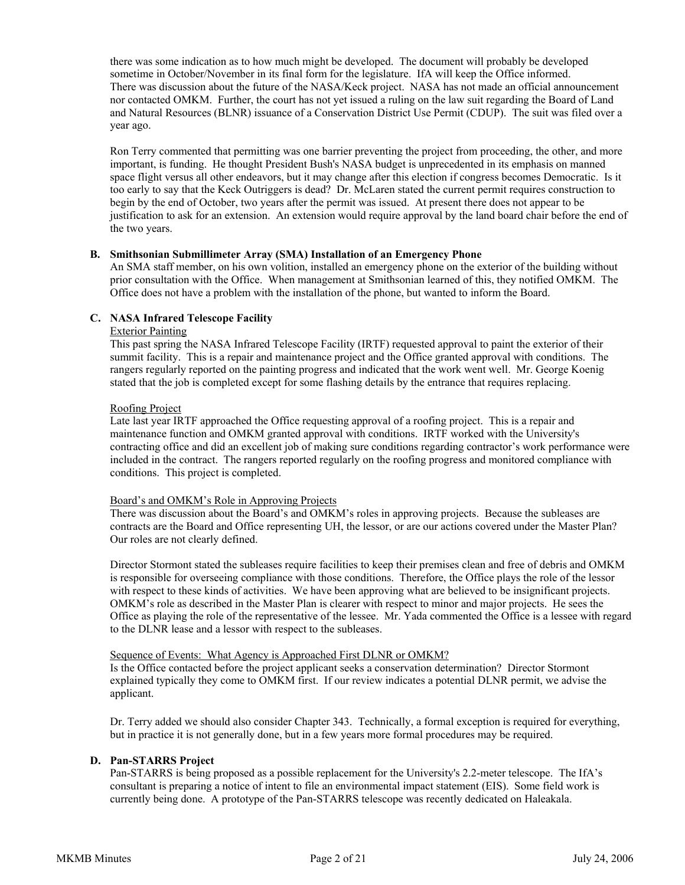there was some indication as to how much might be developed. The document will probably be developed sometime in October/November in its final form for the legislature. IfA will keep the Office informed. There was discussion about the future of the NASA/Keck project. NASA has not made an official announcement nor contacted OMKM. Further, the court has not yet issued a ruling on the law suit regarding the Board of Land and Natural Resources (BLNR) issuance of a Conservation District Use Permit (CDUP). The suit was filed over a year ago.

Ron Terry commented that permitting was one barrier preventing the project from proceeding, the other, and more important, is funding. He thought President Bush's NASA budget is unprecedented in its emphasis on manned space flight versus all other endeavors, but it may change after this election if congress becomes Democratic. Is it too early to say that the Keck Outriggers is dead? Dr. McLaren stated the current permit requires construction to begin by the end of October, two years after the permit was issued. At present there does not appear to be justification to ask for an extension. An extension would require approval by the land board chair before the end of the two years.

**B. Smithsonian Submillimeter Array (SMA) Installation of an Emergency Phone**

An SMA staff member, on his own volition, installed an emergency phone on the exterior of the building without prior consultation with the Office. When management at Smithsonian learned of this, they notified OMKM. The Office does not have a problem with the installation of the phone, but wanted to inform the Board.

**C. NASA Infrared Telescope Facility**

Exterior Painting

This past spring the NASA Infrared Telescope Facility (IRTF) requested approval to paint the exterior of their summit facility. This is a repair and maintenance project and the Office granted approval with conditions. The rangers regularly reported on the painting progress and indicated that the work went well. Mr. George Koenig stated that the job is completed except for some flashing details by the entrance that requires replacing.

Roofing Project

Late last year IRTF approached the Office requesting approval of a roofing project. This is a repair and maintenance function and OMKM granted approval with conditions. IRTF worked with the University's contracting office and did an excellent job of making sure conditions regarding contractor's work performance were included in the contract. The rangers reported regularly on the roofing progress and monitored compliance with conditions. This project is completed.

Board's and OMKM's Role in Approving Projects

There was discussion about the Board's and OMKM's roles in approving projects. Because the subleases are contracts are the Board and Office representing UH, the lessor, or are our actions covered under the Master Plan? Our roles are not clearly defined.

Director Stormont stated the subleases require facilities to keep their premises clean and free of debris and OMKM is responsible for overseeing compliance with those conditions. Therefore, the Office plays the role of the lessor with respect to these kinds of activities. We have been approving what are believed to be insignificant projects. OMKM's role as described in the Master Plan is clearer with respect to minor and major projects. He sees the Office as playing the role of the representative of the lessee. Mr. Yada commented the Office is a lessee with regard to the DLNR lease and a lessor with respect to the subleases.

Sequence of Events: What Agency is Approached First DLNR or OMKM?

Is the Office contacted before the project applicant seeks a conservation determination? Director Stormont explained typically they come to OMKM first. If our review indicates a potential DLNR permit, we advise the applicant.

Dr. Terry added we should also consider Chapter 343. Technically, a formal exception is required for everything, but in practice it is not generally done, but in a few years more formal procedures may be required.

**D. Pan-STARRS Project**

Pan-STARRS is being proposed as a possible replacement for the University's 2.2-meter telescope. The IfA's consultant is preparing a notice of intent to file an environmental impact statement (EIS). Some field work is currently being done. A prototype of the Pan-STARRS telescope was recently dedicated on Haleakala.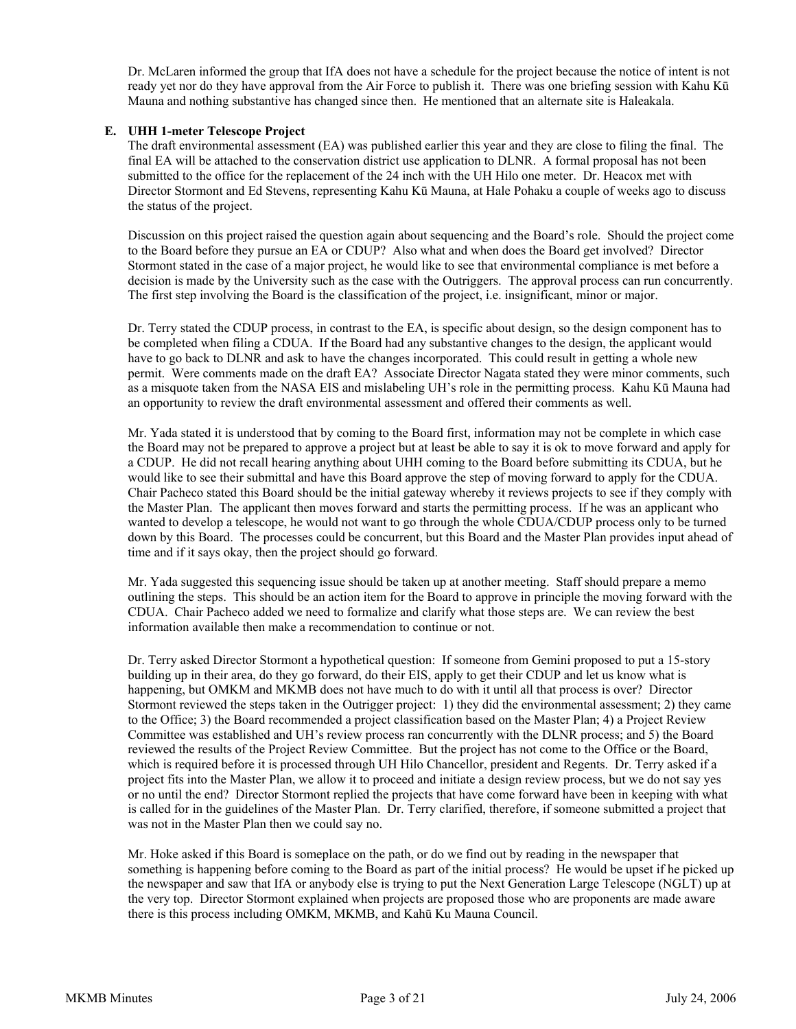Dr. McLaren informed the group that IfA does not have a schedule for the project because the notice of intent is not ready yet nor do they have approval from the Air Force to publish it. There was one briefing session with Kahu Kū Mauna and nothing substantive has changed since then. He mentioned that an alternate site is Haleakala.

**E. UHH 1-meter Telescope Project**

The draft environmental assessment (EA) was published earlier this year and they are close to filing the final. The final EA will be attached to the conservation district use application to DLNR. A formal proposal has not been submitted to the office for the replacement of the 24 inch with the UH Hilo one meter. Dr. Heacox met with Director Stormont and Ed Stevens, representing Kahu Kū Mauna, at Hale Pohaku a couple of weeks ago to discuss the status of the project.

Discussion on this project raised the question again about sequencing and the Board's role. Should the project come to the Board before they pursue an EA or CDUP? Also what and when does the Board get involved? Director Stormont stated in the case of a major project, he would like to see that environmental compliance is met before a decision is made by the University such as the case with the Outriggers. The approval process can run concurrently. The first step involving the Board is the classification of the project, i.e. insignificant, minor or major.

Dr. Terry stated the CDUP process, in contrast to the EA, is specific about design, so the design component has to be completed when filing a CDUA. If the Board had any substantive changes to the design, the applicant would have to go back to DLNR and ask to have the changes incorporated. This could result in getting a whole new permit. Were comments made on the draft EA? Associate Director Nagata stated they were minor comments, such as a misquote taken from the NASA EIS and mislabeling UH's role in the permitting process. Kahu Kū Mauna had an opportunity to review the draft environmental assessment and offered their comments as well.

Mr. Yada stated it is understood that by coming to the Board first, information may not be complete in which case the Board may not be prepared to approve a project but at least be able to say it is ok to move forward and apply for a CDUP. He did not recall hearing anything about UHH coming to the Board before submitting its CDUA, but he would like to see their submittal and have this Board approve the step of moving forward to apply for the CDUA. Chair Pacheco stated this Board should be the initial gateway whereby it reviews projects to see if they comply with the Master Plan. The applicant then moves forward and starts the permitting process. If he was an applicant who wanted to develop a telescope, he would not want to go through the whole CDUA/CDUP process only to be turned down by this Board. The processes could be concurrent, but this Board and the Master Plan provides input ahead of time and if it says okay, then the project should go forward.

Mr. Yada suggested this sequencing issue should be taken up at another meeting. Staff should prepare a memo outlining the steps. This should be an action item for the Board to approve in principle the moving forward with the CDUA. Chair Pacheco added we need to formalize and clarify what those steps are. We can review the best information available then make a recommendation to continue or not.

Dr. Terry asked Director Stormont a hypothetical question: If someone from Gemini proposed to put a 15-story building up in their area, do they go forward, do their EIS, apply to get their CDUP and let us know what is happening, but OMKM and MKMB does not have much to do with it until all that process is over? Director Stormont reviewed the steps taken in the Outrigger project: 1) they did the environmental assessment; 2) they came to the Office; 3) the Board recommended a project classification based on the Master Plan; 4) a Project Review Committee was established and UH's review process ran concurrently with the DLNR process; and 5) the Board reviewed the results of the Project Review Committee. But the project has not come to the Office or the Board, which is required before it is processed through UH Hilo Chancellor, president and Regents. Dr. Terry asked if a project fits into the Master Plan, we allow it to proceed and initiate a design review process, but we do not say yes or no until the end? Director Stormont replied the projects that have come forward have been in keeping with what is called for in the guidelines of the Master Plan. Dr. Terry clarified, therefore, if someone submitted a project that was not in the Master Plan then we could say no.

Mr. Hoke asked if this Board is someplace on the path, or do we find out by reading in the newspaper that something is happening before coming to the Board as part of the initial process? He would be upset if he picked up the newspaper and saw that IfA or anybody else is trying to put the Next Generation Large Telescope (NGLT) up at the very top. Director Stormont explained when projects are proposed those who are proponents are made aware there is this process including OMKM, MKMB, and Kahū Ku Mauna Council.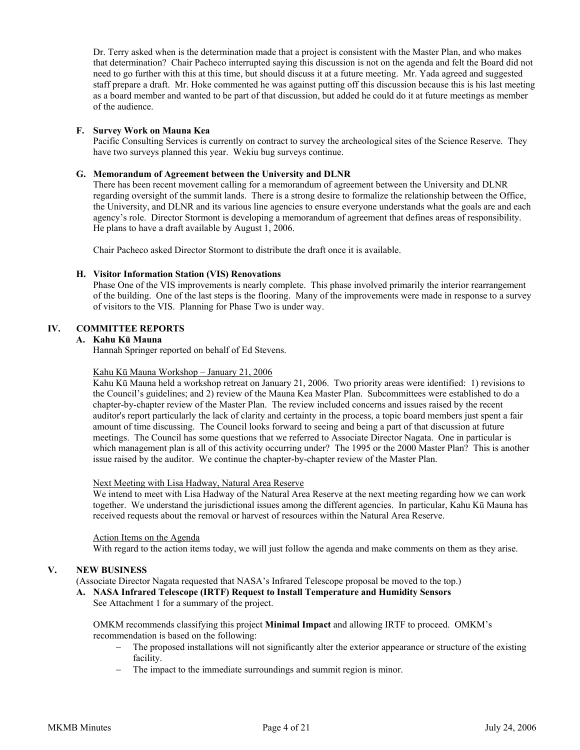Dr. Terry asked when is the determination made that a project is consistent with the Master Plan, and who makes that determination? Chair Pacheco interrupted saying this discussion is not on the agenda and felt the Board did not need to go further with this at this time, but should discuss it at a future meeting. Mr. Yada agreed and suggested staff prepare a draft. Mr. Hoke commented he was against putting off this discussion because this is his last meeting as a board member and wanted to be part of that discussion, but added he could do it at future meetings as member of the audience.

**F. Survey Work on Mauna Kea**

Pacific Consulting Services is currently on contract to survey the archeological sites of the Science Reserve. They have two surveys planned this year. Wekiu bug surveys continue.

**G. Memorandum of Agreement between the University and DLNR**

There has been recent movement calling for a memorandum of agreement between the University and DLNR regarding oversight of the summit lands. There is a strong desire to formalize the relationship between the Office, the University, and DLNR and its various line agencies to ensure everyone understands what the goals are and each agency's role. Director Stormont is developing a memorandum of agreement that defines areas of responsibility. He plans to have a draft available by August 1, 2006.

Chair Pacheco asked Director Stormont to distribute the draft once it is available.

**H. Visitor Information Station (VIS) Renovations**

Phase One of the VIS improvements is nearly complete. This phase involved primarily the interior rearrangement of the building. One of the last steps is the flooring. Many of the improvements were made in response to a survey of visitors to the VIS. Planning for Phase Two is under way.

## IV. COMMITTEE REPORTS

**A. Kahu Kū Mauna**

Hannah Springer reported on behalf of Ed Stevens.

<u>Kahu Kū Mauna Workshop – January 21, 2006</u>

Kahu Kū Mauna held a workshop retreat on January 21, 2006. Two priority areas were identified: 1) revisions to the Council's guidelines; and 2) review of the Mauna Kea Master Plan. Subcommittees were established to do a chapter-by-chapter review of the Master Plan. The review included concerns and issues raised by the recent auditor's report particularly the lack of clarity and certainty in the process, a topic board members just spent a fair amount of time discussing. The Council looks forward to seeing and being a part of that discussion at future meetings. The Council has some questions that we referred to Associate Director Nagata. One in particular is which management plan is all of this activity occurring under? The 1995 or the 2000 Master Plan? This is another issue raised by the auditor. We continue the chapter-by-chapter review of the Master Plan.

<u>Next Meeting with Lisa Hadway, Natural Area Reserve</u>

We intend to meet with Lisa Hadway of the Natural Area Reserve at the next meeting regarding how we can work together. We understand the jurisdictional issues among the different agencies. In particular, Kahu Kū Mauna has received requests about the removal or harvest of resources within the Natural Area Reserve.

<u>Action Items on the Agenda</u>

With regard to the action items today, we will just follow the agenda and make comments on them as they arise.

## V. NEW BUSINESS

(Associate Director Nagata requested that NASA's Infrared Telescope proposal be moved to the top.)

**A. NASA Infrared Telescope (IRTF) Request to Install Temperature and Humidity Sensors**

See Attachment 1 for a summary of the project.

OMKM recommends classifying this project **Minimal Impact** and allowing IRTF to proceed. OMKM's recommendation is based on the following:

- The proposed installations will not significantly alter the exterior appearance or structure of the existing facility.
- The impact to the immediate surroundings and summit region is minor.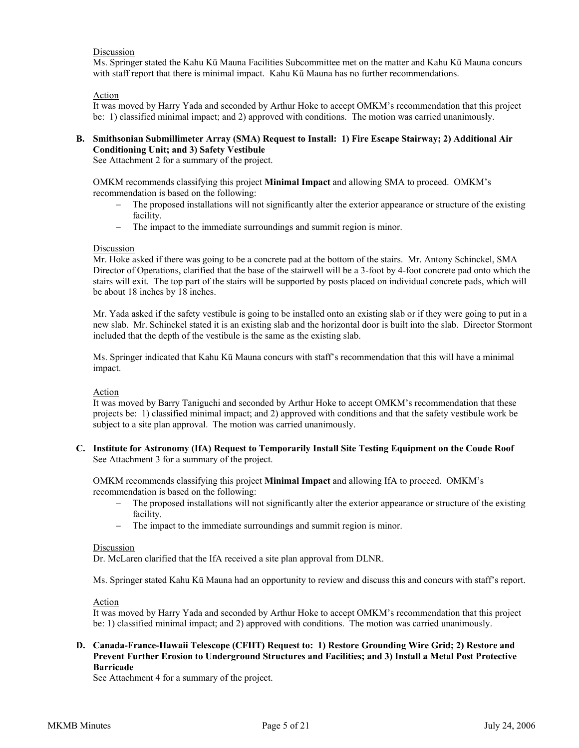Discussion

Ms. Springer stated the Kahu Kū Mauna Facilities Subcommittee met on the matter and Kahu Kū Mauna concurs with staff report that there is minimal impact. Kahu Kū Mauna has no further recommendations.

Action

It was moved by Harry Yada and seconded by Arthur Hoke to accept OMKM's recommendation that this project be: 1) classified minimal impact; and 2) approved with conditions. The motion was carried unanimously.

**B. Smithsonian Submillimeter Array (SMA) Request to Install: 1) Fire Escape Stairway; 2) Additional Air Conditioning Unit; and 3) Safety Vestibule**

See Attachment 2 for a summary of the project.

OMKM recommends classifying this project **Minimal Impact** and allowing SMA to proceed. OMKM's recommendation is based on the following:

- The proposed installations will not significantly alter the exterior appearance or structure of the existing facility.
- The impact to the immediate surroundings and summit region is minor.

Discussion

Mr. Hoke asked if there was going to be a concrete pad at the bottom of the stairs. Mr. Antony Schinckel, SMA Director of Operations, clarified that the base of the stairwell will be a 3-foot by 4-foot concrete pad onto which the stairs will exit. The top part of the stairs will be supported by posts placed on individual concrete pads, which will be about 18 inches by 18 inches.

Mr. Yada asked if the safety vestibule is going to be installed onto an existing slab or if they were going to put in a new slab. Mr. Schinckel stated it is an existing slab and the horizontal door is built into the slab. Director Stormont included that the depth of the vestibule is the same as the existing slab.

Ms. Springer indicated that Kahu Kū Mauna concurs with staff's recommendation that this will have a minimal impact.

Action

It was moved by Barry Taniguchi and seconded by Arthur Hoke to accept OMKM's recommendation that these projects be: 1) classified minimal impact; and 2) approved with conditions and that the safety vestibule work be subject to a site plan approval. The motion was carried unanimously.

**C. Institute for Astronomy (IfA) Request to Temporarily Install Site Testing Equipment on the Coude Roof**

See Attachment 3 for a summary of the project.

OMKM recommends classifying this project **Minimal Impact** and allowing IfA to proceed. OMKM's recommendation is based on the following:

- The proposed installations will not significantly alter the exterior appearance or structure of the existing facility.
- The impact to the immediate surroundings and summit region is minor.

Discussion

Dr. McLaren clarified that the IfA received a site plan approval from DLNR.

Ms. Springer stated Kahu Kū Mauna had an opportunity to review and discuss this and concurs with staff's report.

Action

It was moved by Harry Yada and seconded by Arthur Hoke to accept OMKM's recommendation that this project be: 1) classified minimal impact; and 2) approved with conditions. The motion was carried unanimously.

**D. Canada-France-Hawaii Telescope (CFHT) Request to: 1) Restore Grounding Wire Grid; 2) Restore and Prevent Further Erosion to Underground Structures and Facilities; and 3) Install a Metal Post Protective Barricade**

See Attachment 4 for a summary of the project.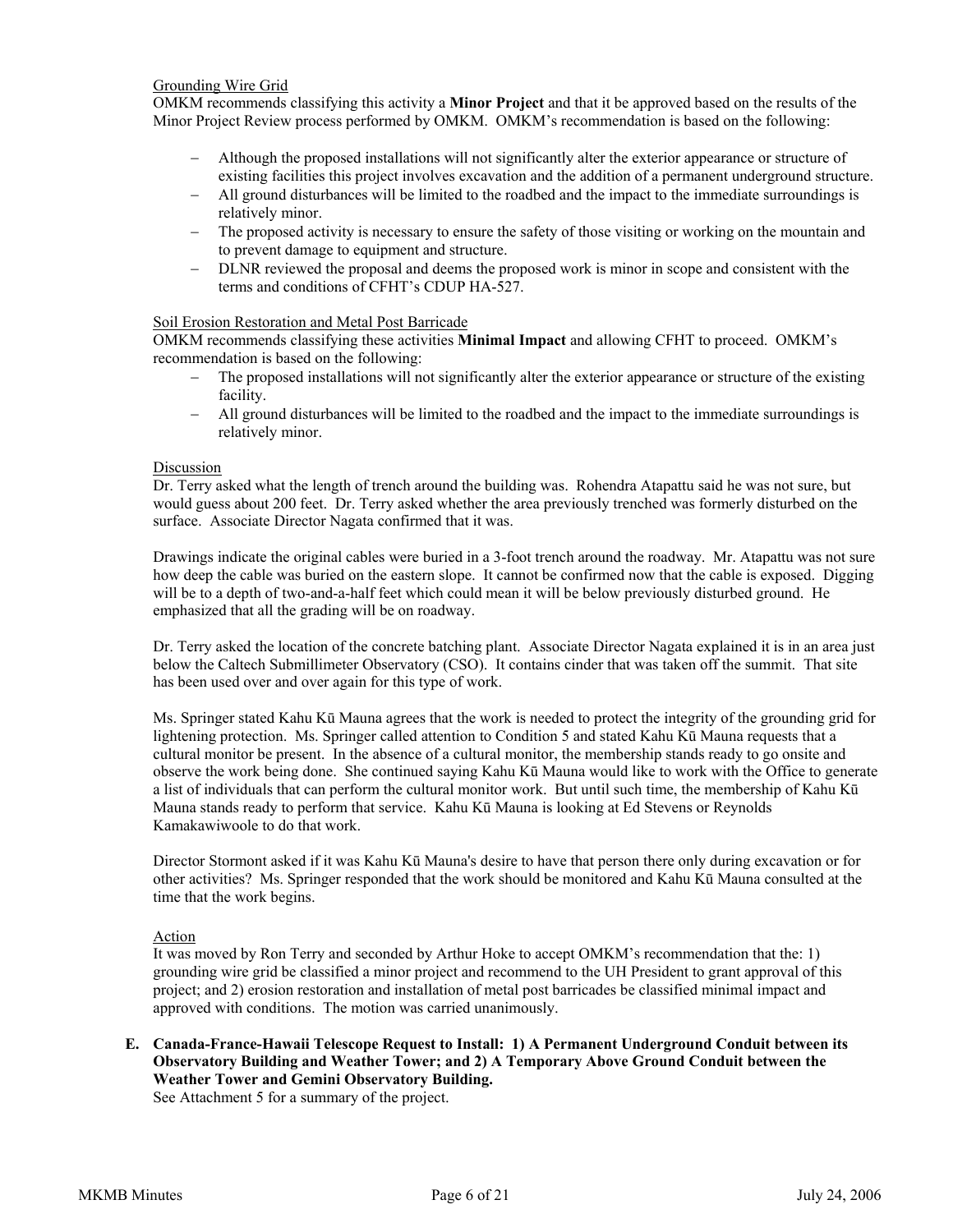Grounding Wire Grid

OMKM recommends classifying this activity a **Minor Project** and that it be approved based on the results of the Minor Project Review process performed by OMKM. OMKM's recommendation is based on the following:

- Although the proposed installations will not significantly alter the exterior appearance or structure of existing facilities this project involves excavation and the addition of a permanent underground structure.
- All ground disturbances will be limited to the roadbed and the impact to the immediate surroundings is relatively minor.
- The proposed activity is necessary to ensure the safety of those visiting or working on the mountain and to prevent damage to equipment and structure.
- DLNR reviewed the proposal and deems the proposed work is minor in scope and consistent with the terms and conditions of CFHT's CDUP HA-527.

Soil Erosion Restoration and Metal Post Barricade

OMKM recommends classifying these activities **Minimal Impact** and allowing CFHT to proceed. OMKM's recommendation is based on the following:

- The proposed installations will not significantly alter the exterior appearance or structure of the existing facility.
- All ground disturbances will be limited to the roadbed and the impact to the immediate surroundings is relatively minor.

Discussion

Dr. Terry asked what the length of trench around the building was. Rohendra Atapattu said he was not sure, but would guess about 200 feet. Dr. Terry asked whether the area previously trenched was formerly disturbed on the surface. Associate Director Nagata confirmed that it was.

Drawings indicate the original cables were buried in a 3-foot trench around the roadway. Mr. Atapattu was not sure how deep the cable was buried on the eastern slope. It cannot be confirmed now that the cable is exposed. Digging will be to a depth of two-and-a-half feet which could mean it will be below previously disturbed ground. He emphasized that all the grading will be on roadway.

Dr. Terry asked the location of the concrete batching plant. Associate Director Nagata explained it is in an area just below the Caltech Submillimeter Observatory (CSO). It contains cinder that was taken off the summit. That site has been used over and over again for this type of work.

Ms. Springer stated Kahu Kū Mauna agrees that the work is needed to protect the integrity of the grounding grid for lightening protection. Ms. Springer called attention to Condition 5 and stated Kahu Kū Mauna requests that a cultural monitor be present. In the absence of a cultural monitor, the membership stands ready to go onsite and observe the work being done. She continued saying Kahu Kū Mauna would like to work with the Office to generate a list of individuals that can perform the cultural monitor work. But until such time, the membership of Kahu Kū Mauna stands ready to perform that service. Kahu Kū Mauna is looking at Ed Stevens or Reynolds Kamakawiwoole to do that work.

Director Stormont asked if it was Kahu Kū Mauna's desire to have that person there only during excavation or for other activities? Ms. Springer responded that the work should be monitored and Kahu Kū Mauna consulted at the time that the work begins.

Action

It was moved by Ron Terry and seconded by Arthur Hoke to accept OMKM's recommendation that the: 1) grounding wire grid be classified a minor project and recommend to the UH President to grant approval of this project; and 2) erosion restoration and installation of metal post barricades be classified minimal impact and approved with conditions. The motion was carried unanimously.

**E. Canada-France-Hawaii Telescope Request to Install: 1) A Permanent Underground Conduit between its Observatory Building and Weather Tower; and 2) A Temporary Above Ground Conduit between the Weather Tower and Gemini Observatory Building.**

See Attachment 5 for a summary of the project.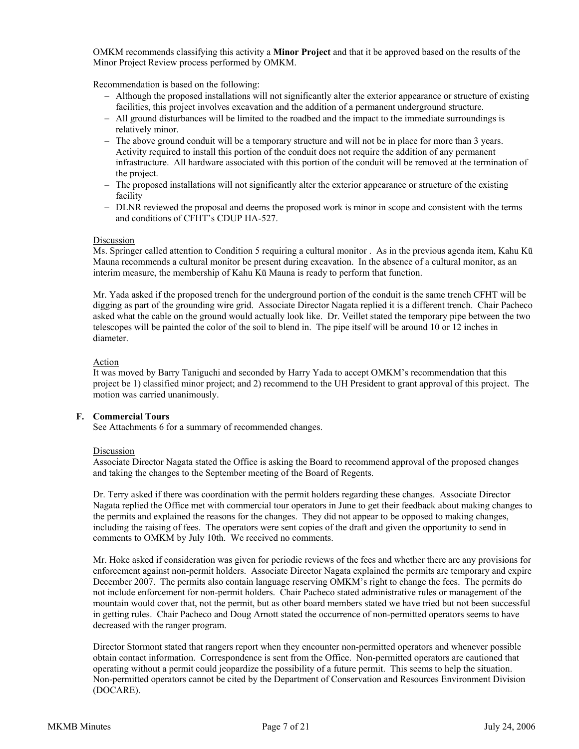OMKM recommends classifying this activity a **Minor Project** and that it be approved based on the results of the Minor Project Review process performed by OMKM.

Recommendation is based on the following:

- Although the proposed installations will not significantly alter the exterior appearance or structure of existing facilities, this project involves excavation and the addition of a permanent underground structure.
- All ground disturbances will be limited to the roadbed and the impact to the immediate surroundings is relatively minor.
- The above ground conduit will be a temporary structure and will not be in place for more than 3 years. Activity required to install this portion of the conduit does not require the addition of any permanent infrastructure. All hardware associated with this portion of the conduit will be removed at the termination of the project.
- The proposed installations will not significantly alter the exterior appearance or structure of the existing facility
- DLNR reviewed the proposal and deems the proposed work is minor in scope and consistent with the terms and conditions of CFHT's CDUP HA-527.

Discussion

Ms. Springer called attention to Condition 5 requiring a cultural monitor . As in the previous agenda item, Kahu Kū Mauna recommends a cultural monitor be present during excavation. In the absence of a cultural monitor, as an interim measure, the membership of Kahu Kū Mauna is ready to perform that function.

Mr. Yada asked if the proposed trench for the underground portion of the conduit is the same trench CFHT will be digging as part of the grounding wire grid. Associate Director Nagata replied it is a different trench. Chair Pacheco asked what the cable on the ground would actually look like. Dr. Veillet stated the temporary pipe between the two telescopes will be painted the color of the soil to blend in. The pipe itself will be around 10 or 12 inches in diameter.

Action

It was moved by Barry Taniguchi and seconded by Harry Yada to accept OMKM's recommendation that this project be 1) classified minor project; and 2) recommend to the UH President to grant approval of this project. The motion was carried unanimously.

**F. Commercial Tours**

See Attachments 6 for a summary of recommended changes.

Discussion

Associate Director Nagata stated the Office is asking the Board to recommend approval of the proposed changes and taking the changes to the September meeting of the Board of Regents.

Dr. Terry asked if there was coordination with the permit holders regarding these changes. Associate Director Nagata replied the Office met with commercial tour operators in June to get their feedback about making changes to the permits and explained the reasons for the changes. They did not appear to be opposed to making changes, including the raising of fees. The operators were sent copies of the draft and given the opportunity to send in comments to OMKM by July 10th. We received no comments.

Mr. Hoke asked if consideration was given for periodic reviews of the fees and whether there are any provisions for enforcement against non-permit holders. Associate Director Nagata explained the permits are temporary and expire December 2007. The permits also contain language reserving OMKM's right to change the fees. The permits do not include enforcement for non-permit holders. Chair Pacheco stated administrative rules or management of the mountain would cover that, not the permit, but as other board members stated we have tried but not been successful in getting rules. Chair Pacheco and Doug Arnott stated the occurrence of non-permitted operators seems to have decreased with the ranger program.

Director Stormont stated that rangers report when they encounter non-permitted operators and whenever possible obtain contact information. Correspondence is sent from the Office. Non-permitted operators are cautioned that operating without a permit could jeopardize the possibility of a future permit. This seems to help the situation. Non-permitted operators cannot be cited by the Department of Conservation and Resources Environment Division (DOCARE).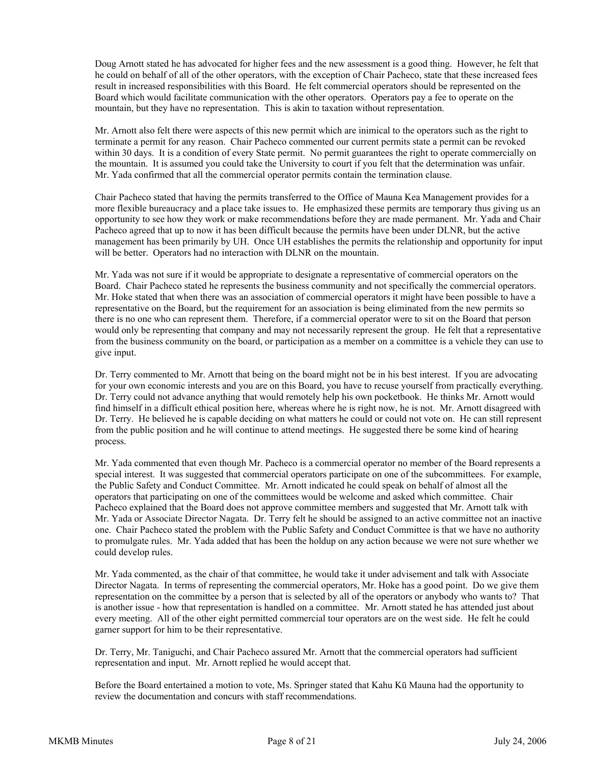Doug Arnott stated he has advocated for higher fees and the new assessment is a good thing. However, he felt that he could on behalf of all of the other operators, with the exception of Chair Pacheco, state that these increased fees result in increased responsibilities with this Board. He felt commercial operators should be represented on the Board which would facilitate communication with the other operators. Operators pay a fee to operate on the mountain, but they have no representation. This is akin to taxation without representation.

Mr. Arnott also felt there were aspects of this new permit which are inimical to the operators such as the right to terminate a permit for any reason. Chair Pacheco commented our current permits state a permit can be revoked within 30 days. It is a condition of every State permit. No permit guarantees the right to operate commercially on the mountain. It is assumed you could take the University to court if you felt that the determination was unfair. Mr. Yada confirmed that all the commercial operator permits contain the termination clause.

Chair Pacheco stated that having the permits transferred to the Office of Mauna Kea Management provides for a more flexible bureaucracy and a place take issues to. He emphasized these permits are temporary thus giving us an opportunity to see how they work or make recommendations before they are made permanent. Mr. Yada and Chair Pacheco agreed that up to now it has been difficult because the permits have been under DLNR, but the active management has been primarily by UH. Once UH establishes the permits the relationship and opportunity for input will be better. Operators had no interaction with DLNR on the mountain.

Mr. Yada was not sure if it would be appropriate to designate a representative of commercial operators on the Board. Chair Pacheco stated he represents the business community and not specifically the commercial operators. Mr. Hoke stated that when there was an association of commercial operators it might have been possible to have a representative on the Board, but the requirement for an association is being eliminated from the new permits so there is no one who can represent them. Therefore, if a commercial operator were to sit on the Board that person would only be representing that company and may not necessarily represent the group. He felt that a representative from the business community on the board, or participation as a member on a committee is a vehicle they can use to give input.

Dr. Terry commented to Mr. Arnott that being on the board might not be in his best interest. If you are advocating for your own economic interests and you are on this Board, you have to recuse yourself from practically everything. Dr. Terry could not advance anything that would remotely help his own pocketbook. He thinks Mr. Arnott would find himself in a difficult ethical position here, whereas where he is right now, he is not. Mr. Arnott disagreed with Dr. Terry. He believed he is capable deciding on what matters he could or could not vote on. He can still represent from the public position and he will continue to attend meetings. He suggested there be some kind of hearing process.

Mr. Yada commented that even though Mr. Pacheco is a commercial operator no member of the Board represents a special interest. It was suggested that commercial operators participate on one of the subcommittees. For example, the Public Safety and Conduct Committee. Mr. Arnott indicated he could speak on behalf of almost all the operators that participating on one of the committees would be welcome and asked which committee. Chair Pacheco explained that the Board does not approve committee members and suggested that Mr. Arnott talk with Mr. Yada or Associate Director Nagata. Dr. Terry felt he should be assigned to an active committee not an inactive one. Chair Pacheco stated the problem with the Public Safety and Conduct Committee is that we have no authority to promulgate rules. Mr. Yada added that has been the holdup on any action because we were not sure whether we could develop rules.

Mr. Yada commented, as the chair of that committee, he would take it under advisement and talk with Associate Director Nagata. In terms of representing the commercial operators, Mr. Hoke has a good point. Do we give them representation on the committee by a person that is selected by all of the operators or anybody who wants to? That is another issue - how that representation is handled on a committee. Mr. Arnott stated he has attended just about every meeting. All of the other eight permitted commercial tour operators are on the west side. He felt he could garner support for him to be their representative.

Dr. Terry, Mr. Taniguchi, and Chair Pacheco assured Mr. Arnott that the commercial operators had sufficient representation and input. Mr. Arnott replied he would accept that.

Before the Board entertained a motion to vote, Ms. Springer stated that Kahu Kū Mauna had the opportunity to review the documentation and concurs with staff recommendations.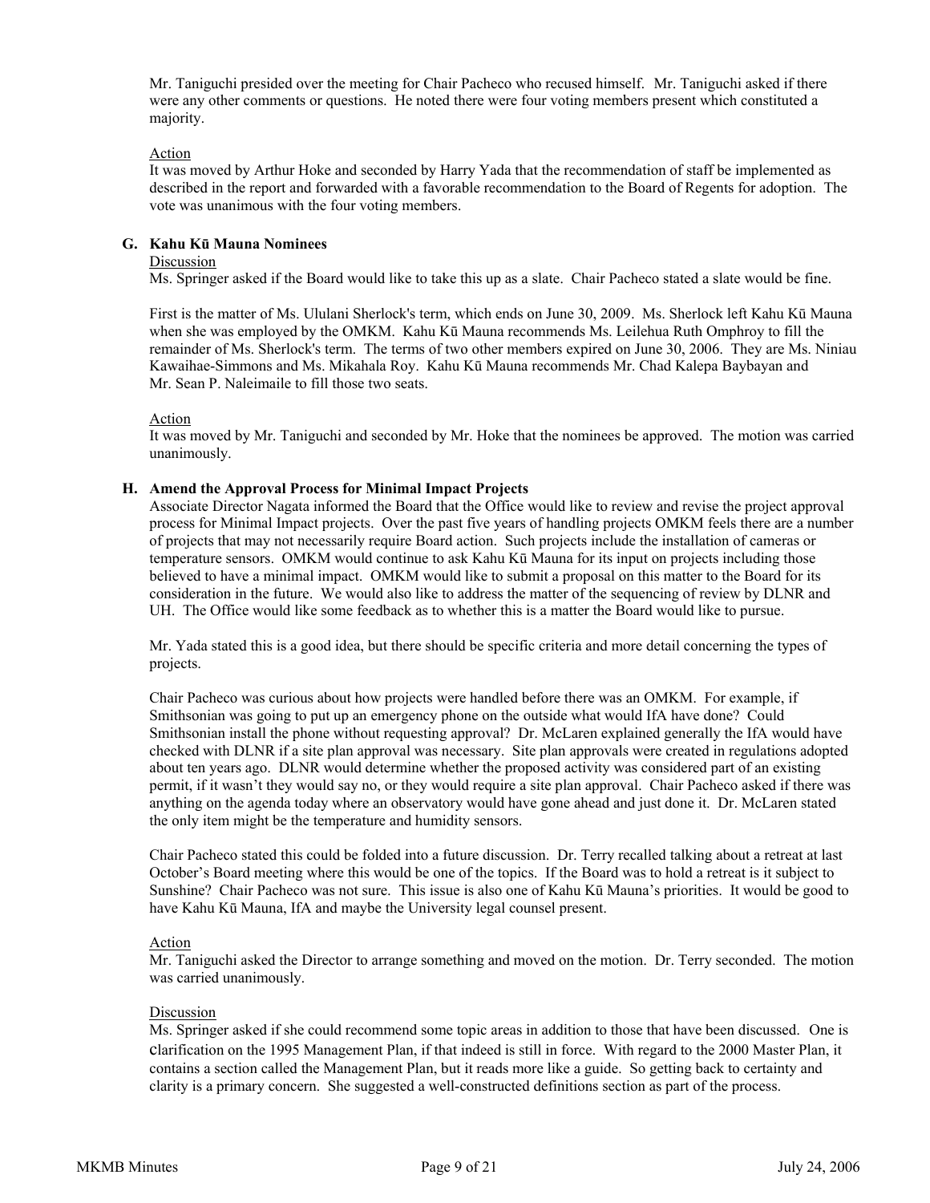Mr. Taniguchi presided over the meeting for Chair Pacheco who recused himself. Mr. Taniguchi asked if there were any other comments or questions. He noted there were four voting members present which constituted a majority.

Action

It was moved by Arthur Hoke and seconded by Harry Yada that the recommendation of staff be implemented as described in the report and forwarded with a favorable recommendation to the Board of Regents for adoption. The vote was unanimous with the four voting members.

**G. Kahu Kū Mauna Nominees**

Discussion

Ms. Springer asked if the Board would like to take this up as a slate. Chair Pacheco stated a slate would be fine.

First is the matter of Ms. Ululani Sherlock's term, which ends on June 30, 2009. Ms. Sherlock left Kahu Kū Mauna when she was employed by the OMKM. Kahu Kū Mauna recommends Ms. Leilehua Ruth Omphroy to fill the remainder of Ms. Sherlock's term. The terms of two other members expired on June 30, 2006. They are Ms. Niniau Kawaihae-Simmons and Ms. Mikahala Roy. Kahu Kū Mauna recommends Mr. Chad Kalepa Baybayan and Mr. Sean P. Naleimaile to fill those two seats.

Action

It was moved by Mr. Taniguchi and seconded by Mr. Hoke that the nominees be approved. The motion was carried unanimously.

**H. Amend the Approval Process for Minimal Impact Projects**

Associate Director Nagata informed the Board that the Office would like to review and revise the project approval process for Minimal Impact projects. Over the past five years of handling projects OMKM feels there are a number of projects that may not necessarily require Board action. Such projects include the installation of cameras or temperature sensors. OMKM would continue to ask Kahu Kū Mauna for its input on projects including those believed to have a minimal impact. OMKM would like to submit a proposal on this matter to the Board for its consideration in the future. We would also like to address the matter of the sequencing of review by DLNR and UH. The Office would like some feedback as to whether this is a matter the Board would like to pursue.

Mr. Yada stated this is a good idea, but there should be specific criteria and more detail concerning the types of projects.

Chair Pacheco was curious about how projects were handled before there was an OMKM. For example, if Smithsonian was going to put up an emergency phone on the outside what would IfA have done? Could Smithsonian install the phone without requesting approval? Dr. McLaren explained generally the IfA would have checked with DLNR if a site plan approval was necessary. Site plan approvals were created in regulations adopted about ten years ago. DLNR would determine whether the proposed activity was considered part of an existing permit, if it wasn't they would say no, or they would require a site plan approval. Chair Pacheco asked if there was anything on the agenda today where an observatory would have gone ahead and just done it. Dr. McLaren stated the only item might be the temperature and humidity sensors.

Chair Pacheco stated this could be folded into a future discussion. Dr. Terry recalled talking about a retreat at last October's Board meeting where this would be one of the topics. If the Board was to hold a retreat is it subject to Sunshine? Chair Pacheco was not sure. This issue is also one of Kahu Kū Mauna's priorities. It would be good to have Kahu Kū Mauna, IfA and maybe the University legal counsel present.

Action

Mr. Taniguchi asked the Director to arrange something and moved on the motion. Dr. Terry seconded. The motion was carried unanimously.

Discussion

Ms. Springer asked if she could recommend some topic areas in addition to those that have been discussed. One is clarification on the 1995 Management Plan, if that indeed is still in force. With regard to the 2000 Master Plan, it contains a section called the Management Plan, but it reads more like a guide. So getting back to certainty and clarity is a primary concern. She suggested a well-constructed definitions section as part of the process.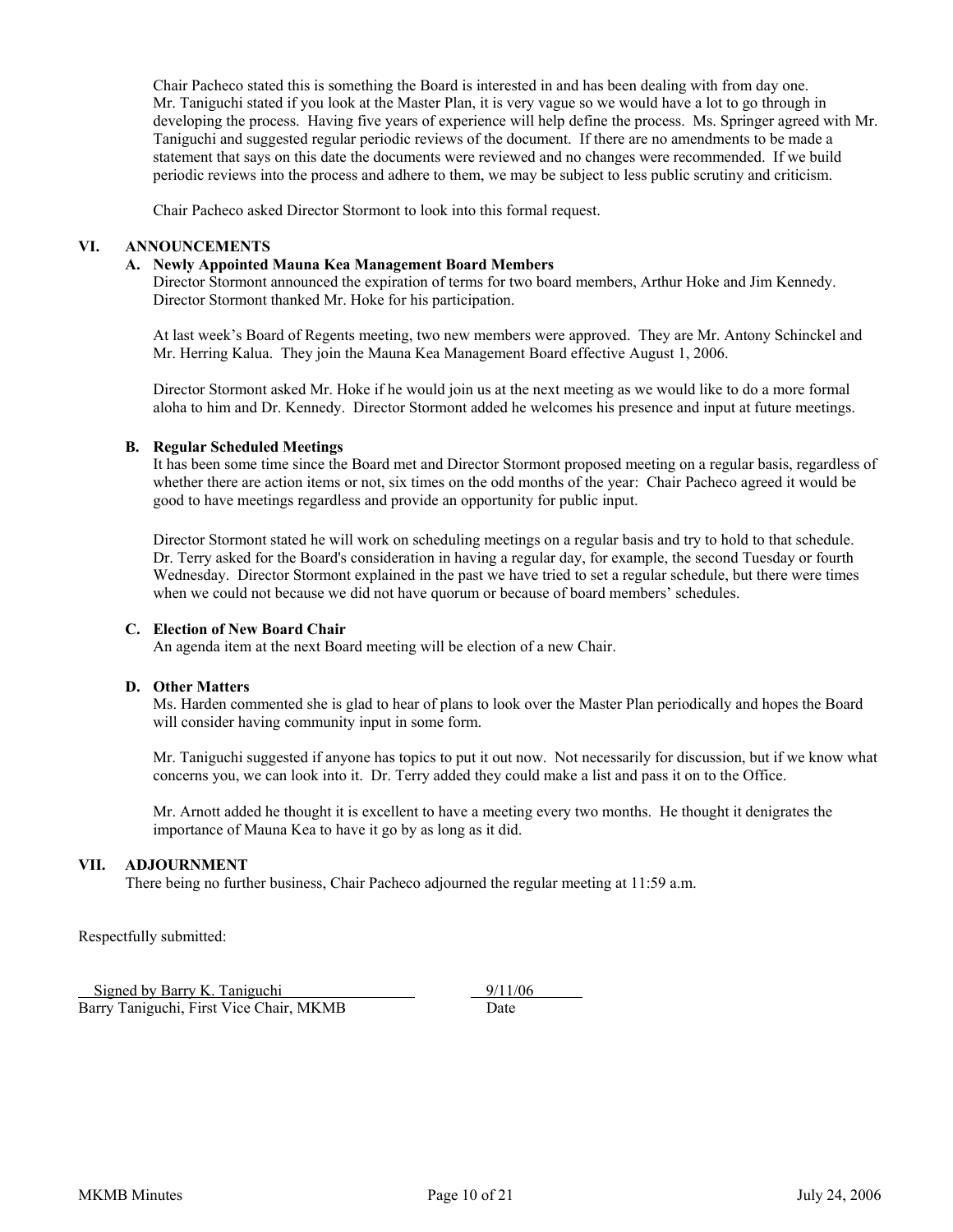Chair Pacheco stated this is something the Board is interested in and has been dealing with from day one. Mr. Taniguchi stated if you look at the Master Plan, it is very vague so we would have a lot to go through in developing the process. Having five years of experience will help define the process. Ms. Springer agreed with Mr. Taniguchi and suggested regular periodic reviews of the document. If there are no amendments to be made a statement that says on this date the documents were reviewed and no changes were recommended. If we build periodic reviews into the process and adhere to them, we may be subject to less public scrutiny and criticism.

Chair Pacheco asked Director Stormont to look into this formal request.

## VI. ANNOUNCEMENTS

### A. Newly Appointed Mauna Kea Management Board Members

Director Stormont announced the expiration of terms for two board members, Arthur Hoke and Jim Kennedy. Director Stormont thanked Mr. Hoke for his participation.

At last week's Board of Regents meeting, two new members were approved. They are Mr. Antony Schinckel and Mr. Herring Kalua. They join the Mauna Kea Management Board effective August 1, 2006.

Director Stormont asked Mr. Hoke if he would join us at the next meeting as we would like to do a more formal aloha to him and Dr. Kennedy. Director Stormont added he welcomes his presence and input at future meetings.

### B. Regular Scheduled Meetings

It has been some time since the Board met and Director Stormont proposed meeting on a regular basis, regardless of whether there are action items or not, six times on the odd months of the year: Chair Pacheco agreed it would be good to have meetings regardless and provide an opportunity for public input.

Director Stormont stated he will work on scheduling meetings on a regular basis and try to hold to that schedule. Dr. Terry asked for the Board's consideration in having a regular day, for example, the second Tuesday or fourth Wednesday. Director Stormont explained in the past we have tried to set a regular schedule, but there were times when we could not because we did not have quorum or because of board members' schedules.

### C. Election of New Board Chair

An agenda item at the next Board meeting will be election of a new Chair.

### D. Other Matters

Ms. Harden commented she is glad to hear of plans to look over the Master Plan periodically and hopes the Board will consider having community input in some form.

Mr. Taniguchi suggested if anyone has topics to put it out now. Not necessarily for discussion, but if we know what concerns you, we can look into it. Dr. Terry added they could make a list and pass it on to the Office.

Mr. Arnott added he thought it is excellent to have a meeting every two months. He thought it denigrates the importance of Mauna Kea to have it go by as long as it did.

## VII. ADJOURNMENT

There being no further business, Chair Pacheco adjourned the regular meeting at 11:59 a.m.

Respectfully submitted:

Signed by Barry K. Taniguchi — 9/11/06

Barry Taniguchi, First Vice Chair, MKMB — Date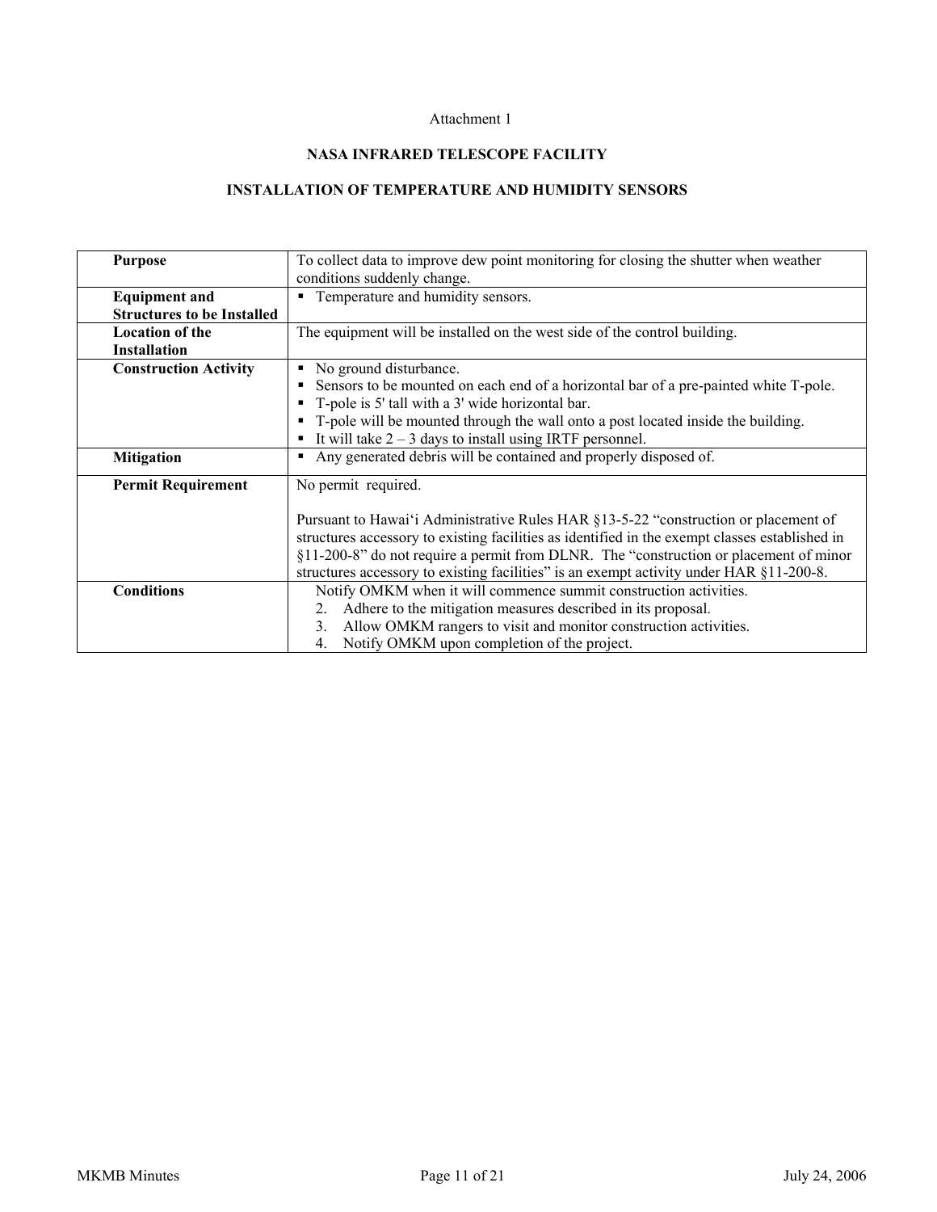Attachment 1

**NASA INFRARED TELESCOPE FACILITY**

**INSTALLATION OF TEMPERATURE AND HUMIDITY SENSORS**

| | |
|---|---|
| **Purpose** | To collect data to improve dew point monitoring for closing the shutter when weather conditions suddenly change. |
| **Equipment and Structures to be Installed** | ▪ Temperature and humidity sensors. |
| **Location of the Installation** | The equipment will be installed on the west side of the control building. |
| **Construction Activity** | ▪ No ground disturbance.<br>▪ Sensors to be mounted on each end of a horizontal bar of a pre-painted white T-pole.<br>▪ T-pole is 5' tall with a 3' wide horizontal bar.<br>▪ T-pole will be mounted through the wall onto a post located inside the building.<br>▪ It will take 2 – 3 days to install using IRTF personnel. |
| **Mitigation** | ▪ Any generated debris will be contained and properly disposed of. |
| **Permit Requirement** | No permit required.<br><br>Pursuant to Hawai'i Administrative Rules HAR §13-5-22 "construction or placement of structures accessory to existing facilities as identified in the exempt classes established in §11-200-8" do not require a permit from DLNR. The "construction or placement of minor structures accessory to existing facilities" is an exempt activity under HAR §11-200-8. |
| **Conditions** | Notify OMKM when it will commence summit construction activities.<br>2. Adhere to the mitigation measures described in its proposal.<br>3. Allow OMKM rangers to visit and monitor construction activities.<br>4. Notify OMKM upon completion of the project. |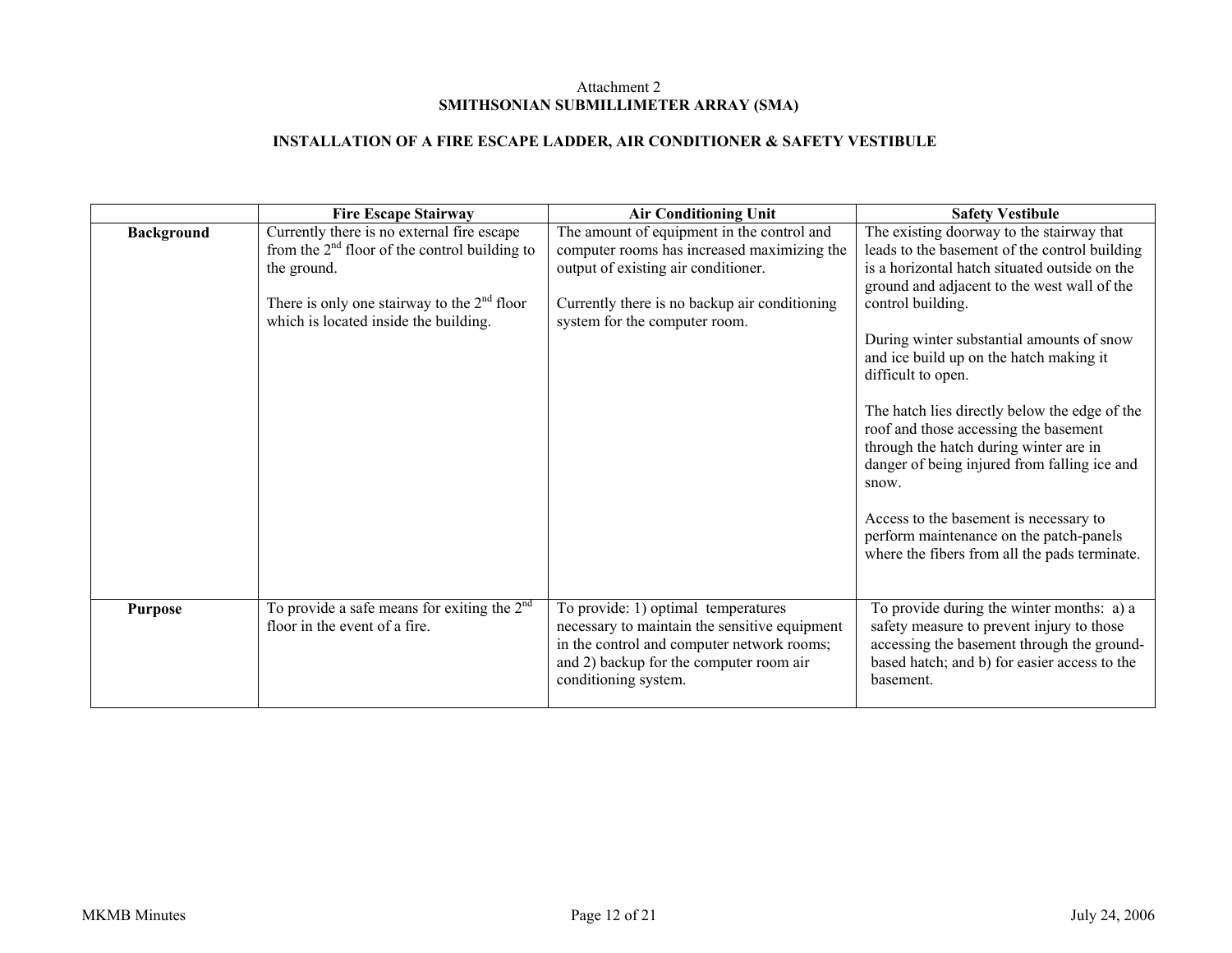Attachment 2

**SMITHSONIAN SUBMILLIMETER ARRAY (SMA)**

**INSTALLATION OF A FIRE ESCAPE LADDER, AIR CONDITIONER & SAFETY VESTIBULE**

| | Fire Escape Stairway | Air Conditioning Unit | Safety Vestibule |
|---|---|---|---|
| **Background** | Currently there is no external fire escape from the 2nd floor of the control building to the ground.<br><br>There is only one stairway to the 2nd floor which is located inside the building. | The amount of equipment in the control and computer rooms has increased maximizing the output of existing air conditioner.<br><br>Currently there is no backup air conditioning system for the computer room. | The existing doorway to the stairway that leads to the basement of the control building is a horizontal hatch situated outside on the ground and adjacent to the west wall of the control building.<br><br>During winter substantial amounts of snow and ice build up on the hatch making it difficult to open.<br><br>The hatch lies directly below the edge of the roof and those accessing the basement through the hatch during winter are in danger of being injured from falling ice and snow.<br><br>Access to the basement is necessary to perform maintenance on the patch-panels where the fibers from all the pads terminate. |
| **Purpose** | To provide a safe means for exiting the 2nd floor in the event of a fire. | To provide: 1) optimal temperatures necessary to maintain the sensitive equipment in the control and computer network rooms; and 2) backup for the computer room air conditioning system. | To provide during the winter months: a) a safety measure to prevent injury to those accessing the basement through the ground-based hatch; and b) for easier access to the basement. |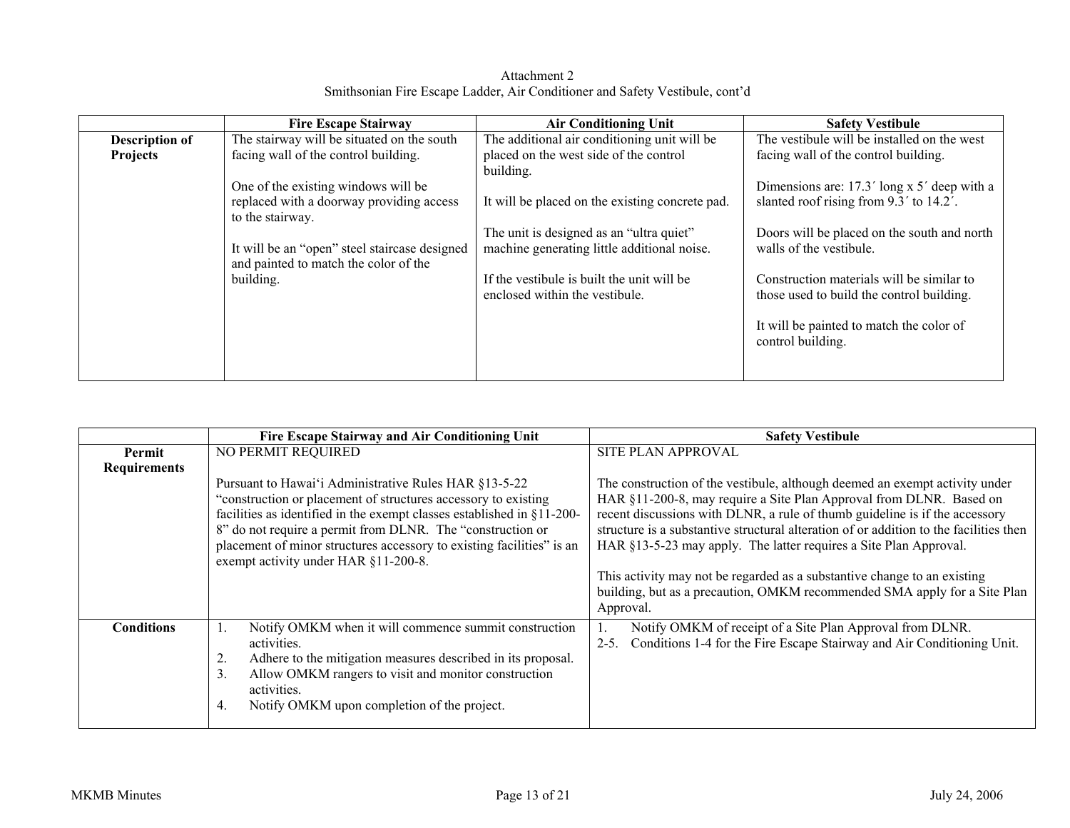Attachment 2
Smithsonian Fire Escape Ladder, Air Conditioner and Safety Vestibule, cont'd

| | Fire Escape Stairway | Air Conditioning Unit | Safety Vestibule |
|---|---|---|---|
| **Description of Projects** | The stairway will be situated on the south facing wall of the control building.<br><br>One of the existing windows will be replaced with a doorway providing access to the stairway.<br><br>It will be an "open" steel staircase designed and painted to match the color of the building. | The additional air conditioning unit will be placed on the west side of the control building.<br><br>It will be placed on the existing concrete pad.<br><br>The unit is designed as an "ultra quiet" machine generating little additional noise.<br><br>If the vestibule is built the unit will be enclosed within the vestibule. | The vestibule will be installed on the west facing wall of the control building.<br><br>Dimensions are: 17.3´ long x 5´ deep with a slanted roof rising from 9.3´ to 14.2´.<br><br>Doors will be placed on the south and north walls of the vestibule.<br><br>Construction materials will be similar to those used to build the control building.<br><br>It will be painted to match the color of control building. |

| | Fire Escape Stairway and Air Conditioning Unit | Safety Vestibule |
|---|---|---|
| **Permit Requirements** | NO PERMIT REQUIRED<br><br>Pursuant to Hawai'i Administrative Rules HAR §13-5-22 "construction or placement of structures accessory to existing facilities as identified in the exempt classes established in §11-200-8" do not require a permit from DLNR. The "construction or placement of minor structures accessory to existing facilities" is an exempt activity under HAR §11-200-8. | SITE PLAN APPROVAL<br><br>The construction of the vestibule, although deemed an exempt activity under HAR §11-200-8, may require a Site Plan Approval from DLNR. Based on recent discussions with DLNR, a rule of thumb guideline is if the accessory structure is a substantive structural alteration of or addition to the facilities then HAR §13-5-23 may apply. The latter requires a Site Plan Approval.<br><br>This activity may not be regarded as a substantive change to an existing building, but as a precaution, OMKM recommended SMA apply for a Site Plan Approval. |
| **Conditions** | 1. Notify OMKM when it will commence summit construction activities.<br>2. Adhere to the mitigation measures described in its proposal.<br>3. Allow OMKM rangers to visit and monitor construction activities.<br>4. Notify OMKM upon completion of the project. | 1. Notify OMKM of receipt of a Site Plan Approval from DLNR.<br>2-5. Conditions 1-4 for the Fire Escape Stairway and Air Conditioning Unit. |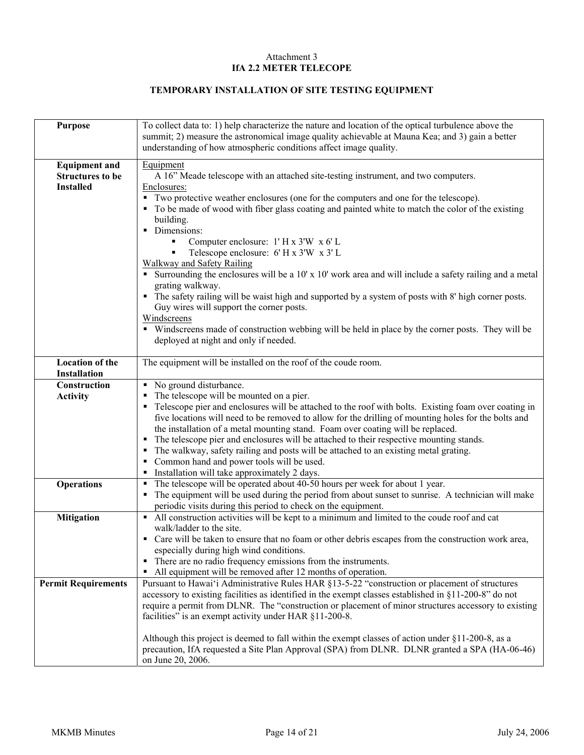Attachment 3

**IfA 2.2 METER TELECOPE**

**TEMPORARY INSTALLATION OF SITE TESTING EQUIPMENT**

| | |
|---|---|
| **Purpose** | To collect data to: 1) help characterize the nature and location of the optical turbulence above the summit; 2) measure the astronomical image quality achievable at Mauna Kea; and 3) gain a better understanding of how atmospheric conditions affect image quality. |
| **Equipment and Structures to be Installed** | <u>Equipment</u><br>A 16" Meade telescope with an attached site-testing instrument, and two computers.<br><u>Enclosures:</u><br>▪ Two protective weather enclosures (one for the computers and one for the telescope).<br>▪ To be made of wood with fiber glass coating and painted white to match the color of the existing building.<br>▪ Dimensions:<br>&nbsp;&nbsp;&nbsp;&nbsp;▪ Computer enclosure: 1' H x 3'W x 6' L<br>&nbsp;&nbsp;&nbsp;&nbsp;▪ Telescope enclosure: 6' H x 3'W x 3' L<br><u>Walkway and Safety Railing</u><br>▪ Surrounding the enclosures will be a 10' x 10' work area and will include a safety railing and a metal grating walkway.<br>▪ The safety railing will be waist high and supported by a system of posts with 8' high corner posts. Guy wires will support the corner posts.<br><u>Windscreens</u><br>▪ Windscreens made of construction webbing will be held in place by the corner posts. They will be deployed at night and only if needed. |
| **Location of the Installation** | The equipment will be installed on the roof of the coude room. |
| **Construction Activity** | ▪ No ground disturbance.<br>▪ The telescope will be mounted on a pier.<br>▪ Telescope pier and enclosures will be attached to the roof with bolts. Existing foam over coating in five locations will need to be removed to allow for the drilling of mounting holes for the bolts and the installation of a metal mounting stand. Foam over coating will be replaced.<br>▪ The telescope pier and enclosures will be attached to their respective mounting stands.<br>▪ The walkway, safety railing and posts will be attached to an existing metal grating.<br>▪ Common hand and power tools will be used.<br>▪ Installation will take approximately 2 days. |
| **Operations** | ▪ The telescope will be operated about 40-50 hours per week for about 1 year.<br>▪ The equipment will be used during the period from about sunset to sunrise. A technician will make periodic visits during this period to check on the equipment. |
| **Mitigation** | ▪ All construction activities will be kept to a minimum and limited to the coude roof and cat walk/ladder to the site.<br>▪ Care will be taken to ensure that no foam or other debris escapes from the construction work area, especially during high wind conditions.<br>▪ There are no radio frequency emissions from the instruments.<br>▪ All equipment will be removed after 12 months of operation. |
| **Permit Requirements** | Pursuant to Hawai'i Administrative Rules HAR §13-5-22 "construction or placement of structures accessory to existing facilities as identified in the exempt classes established in §11-200-8" do not require a permit from DLNR. The "construction or placement of minor structures accessory to existing facilities" is an exempt activity under HAR §11-200-8.<br><br>Although this project is deemed to fall within the exempt classes of action under §11-200-8, as a precaution, IfA requested a Site Plan Approval (SPA) from DLNR. DLNR granted a SPA (HA-06-46) on June 20, 2006. |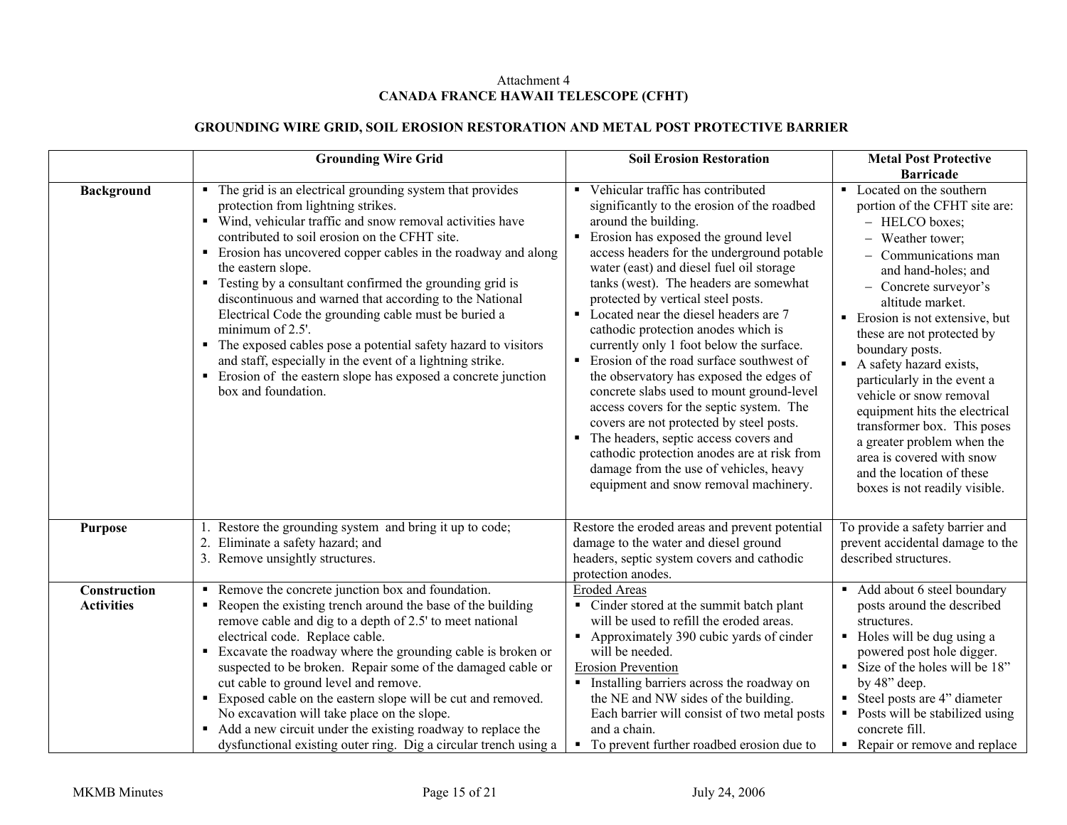Attachment 4

**CANADA FRANCE HAWAII TELESCOPE (CFHT)**

**GROUNDING WIRE GRID, SOIL EROSION RESTORATION AND METAL POST PROTECTIVE BARRIER**

| | Grounding Wire Grid | Soil Erosion Restoration | Metal Post Protective Barricade |
|---|---|---|---|
| **Background** | ▪ The grid is an electrical grounding system that provides protection from lightning strikes.<br>▪ Wind, vehicular traffic and snow removal activities have contributed to soil erosion on the CFHT site.<br>▪ Erosion has uncovered copper cables in the roadway and along the eastern slope.<br>▪ Testing by a consultant confirmed the grounding grid is discontinuous and warned that according to the National Electrical Code the grounding cable must be buried a minimum of 2.5'.<br>▪ The exposed cables pose a potential safety hazard to visitors and staff, especially in the event of a lightning strike.<br>▪ Erosion of the eastern slope has exposed a concrete junction box and foundation. | ▪ Vehicular traffic has contributed significantly to the erosion of the roadbed around the building.<br>▪ Erosion has exposed the ground level access headers for the underground potable water (east) and diesel fuel oil storage tanks (west). The headers are somewhat protected by vertical steel posts.<br>▪ Located near the diesel headers are 7 cathodic protection anodes which is currently only 1 foot below the surface.<br>▪ Erosion of the road surface southwest of the observatory has exposed the edges of concrete slabs used to mount ground-level access covers for the septic system. The covers are not protected by steel posts.<br>▪ The headers, septic access covers and cathodic protection anodes are at risk from damage from the use of vehicles, heavy equipment and snow removal machinery. | ▪ Located on the southern portion of the CFHT site are:<br>– HELCO boxes;<br>– Weather tower;<br>– Communications man and hand-holes; and<br>– Concrete surveyor's altitude market.<br>▪ Erosion is not extensive, but these are not protected by boundary posts.<br>▪ A safety hazard exists, particularly in the event a vehicle or snow removal equipment hits the electrical transformer box. This poses a greater problem when the area is covered with snow and the location of these boxes is not readily visible. |
| **Purpose** | 1. Restore the grounding system and bring it up to code;<br>2. Eliminate a safety hazard; and<br>3. Remove unsightly structures. | Restore the eroded areas and prevent potential damage to the water and diesel ground headers, septic system covers and cathodic protection anodes. | To provide a safety barrier and prevent accidental damage to the described structures. |
| **Construction Activities** | ▪ Remove the concrete junction box and foundation.<br>▪ Reopen the existing trench around the base of the building remove cable and dig to a depth of 2.5' to meet national electrical code. Replace cable.<br>▪ Excavate the roadway where the grounding cable is broken or suspected to be broken. Repair some of the damaged cable or cut cable to ground level and remove.<br>▪ Exposed cable on the eastern slope will be cut and removed. No excavation will take place on the slope.<br>▪ Add a new circuit under the existing roadway to replace the dysfunctional existing outer ring. Dig a circular trench using a | <u>Eroded Areas</u><br>▪ Cinder stored at the summit batch plant will be used to refill the eroded areas.<br>▪ Approximately 390 cubic yards of cinder will be needed.<br><u>Erosion Prevention</u><br>▪ Installing barriers across the roadway on the NE and NW sides of the building. Each barrier will consist of two metal posts and a chain.<br>▪ To prevent further roadbed erosion due to | ▪ Add about 6 steel boundary posts around the described structures.<br>▪ Holes will be dug using a powered post hole digger.<br>▪ Size of the holes will be 18" by 48" deep.<br>▪ Steel posts are 4" diameter<br>▪ Posts will be stabilized using concrete fill.<br>▪ Repair or remove and replace |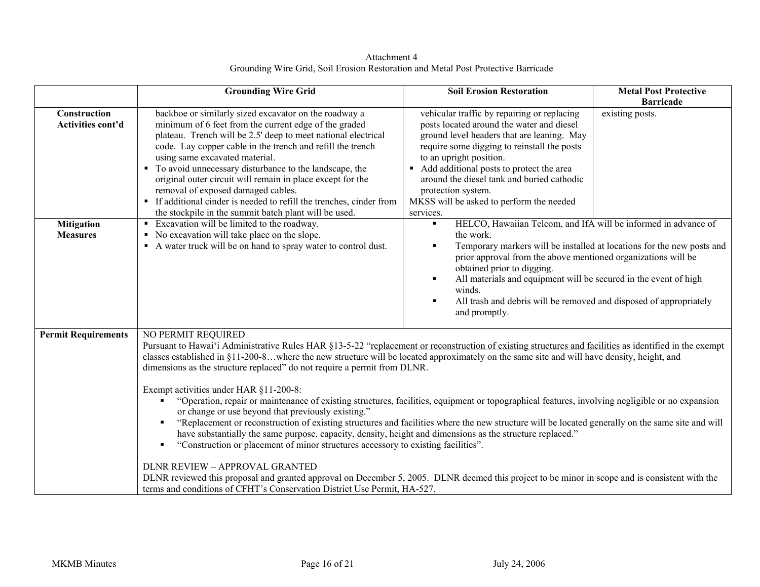Attachment 4
Grounding Wire Grid, Soil Erosion Restoration and Metal Post Protective Barricade

| | Grounding Wire Grid | Soil Erosion Restoration | Metal Post Protective Barricade |
|---|---|---|---|
| **Construction Activities cont'd** | backhoe or similarly sized excavator on the roadway a minimum of 6 feet from the current edge of the graded plateau. Trench will be 2.5' deep to meet national electrical code. Lay copper cable in the trench and refill the trench using same excavated material.<br>▪ To avoid unnecessary disturbance to the landscape, the original outer circuit will remain in place except for the removal of exposed damaged cables.<br>▪ If additional cinder is needed to refill the trenches, cinder from the stockpile in the summit batch plant will be used. | vehicular traffic by repairing or replacing posts located around the water and diesel ground level headers that are leaning. May require some digging to reinstall the posts to an upright position.<br>▪ Add additional posts to protect the area around the diesel tank and buried cathodic protection system.<br>MKSS will be asked to perform the needed services. | existing posts. |
| **Mitigation Measures** | ▪ Excavation will be limited to the roadway.<br>▪ No excavation will take place on the slope.<br>▪ A water truck will be on hand to spray water to control dust. | ▪ HELCO, Hawaiian Telcom, and IfA will be informed in advance of the work.<br>▪ Temporary markers will be installed at locations for the new posts and prior approval from the above mentioned organizations will be obtained prior to digging.<br>▪ All materials and equipment will be secured in the event of high winds.<br>▪ All trash and debris will be removed and disposed of appropriately and promptly. | |
| **Permit Requirements** | NO PERMIT REQUIRED<br>Pursuant to Hawai'i Administrative Rules HAR §13-5-22 "replacement or reconstruction of existing structures and facilities as identified in the exempt classes established in §11-200-8…where the new structure will be located approximately on the same site and will have density, height, and dimensions as the structure replaced" do not require a permit from DLNR.<br><br>Exempt activities under HAR §11-200-8:<br>▪ "Operation, repair or maintenance of existing structures, facilities, equipment or topographical features, involving negligible or no expansion or change or use beyond that previously existing."<br>▪ "Replacement or reconstruction of existing structures and facilities where the new structure will be located generally on the same site and will have substantially the same purpose, capacity, density, height and dimensions as the structure replaced."<br>▪ "Construction or placement of minor structures accessory to existing facilities".<br><br>DLNR REVIEW – APPROVAL GRANTED<br>DLNR reviewed this proposal and granted approval on December 5, 2005. DLNR deemed this project to be minor in scope and is consistent with the terms and conditions of CFHT's Conservation District Use Permit, HA-527. | | |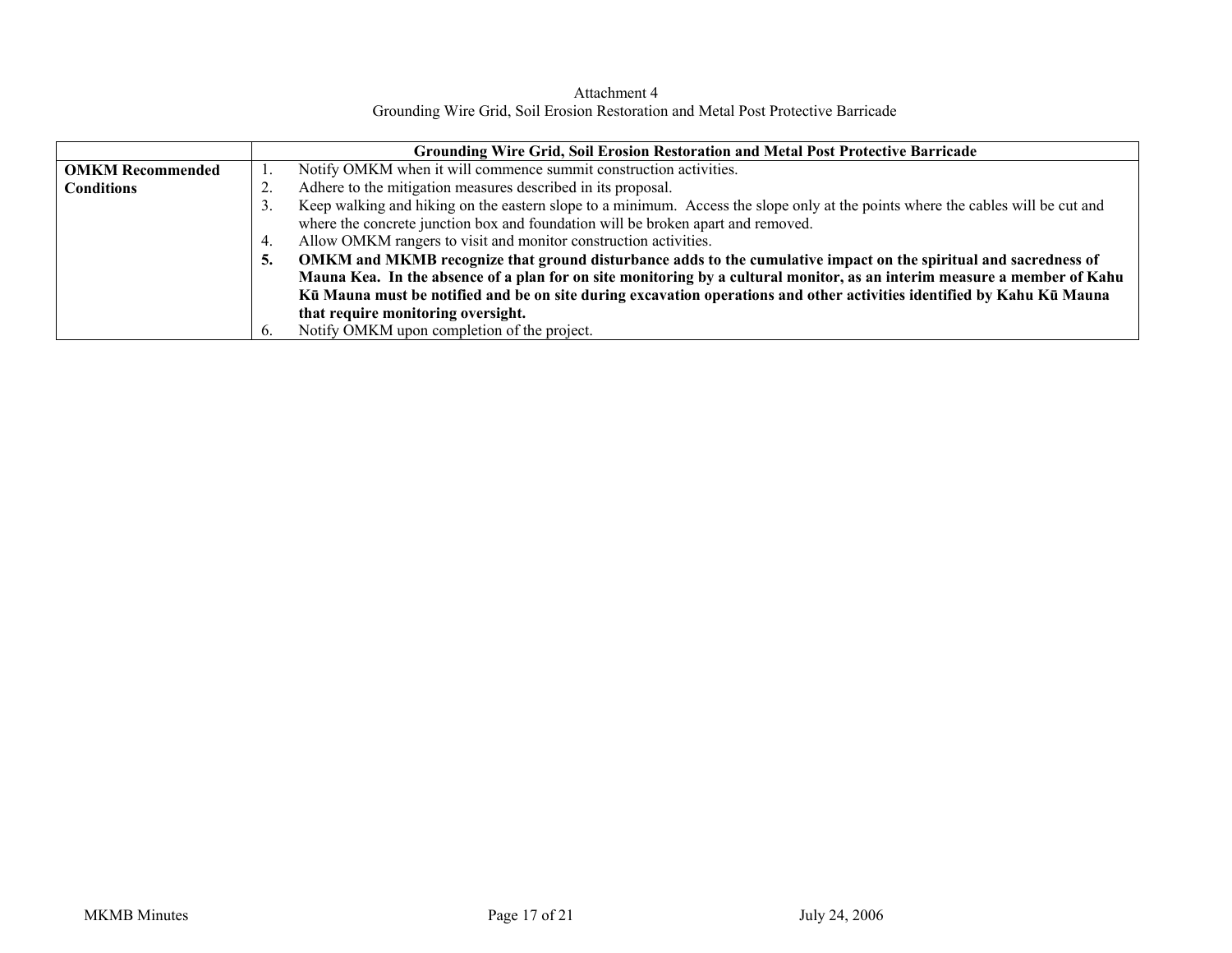Attachment 4
Grounding Wire Grid, Soil Erosion Restoration and Metal Post Protective Barricade

| | **Grounding Wire Grid, Soil Erosion Restoration and Metal Post Protective Barricade** |
|---|---|
| **OMKM Recommended Conditions** | 1. Notify OMKM when it will commence summit construction activities.<br>2. Adhere to the mitigation measures described in its proposal.<br>3. Keep walking and hiking on the eastern slope to a minimum. Access the slope only at the points where the cables will be cut and where the concrete junction box and foundation will be broken apart and removed.<br>4. Allow OMKM rangers to visit and monitor construction activities.<br>**5. OMKM and MKMB recognize that ground disturbance adds to the cumulative impact on the spiritual and sacredness of Mauna Kea. In the absence of a plan for on site monitoring by a cultural monitor, as an interim measure a member of Kahu Kū Mauna must be notified and be on site during excavation operations and other activities identified by Kahu Kū Mauna that require monitoring oversight.**<br>6. Notify OMKM upon completion of the project. |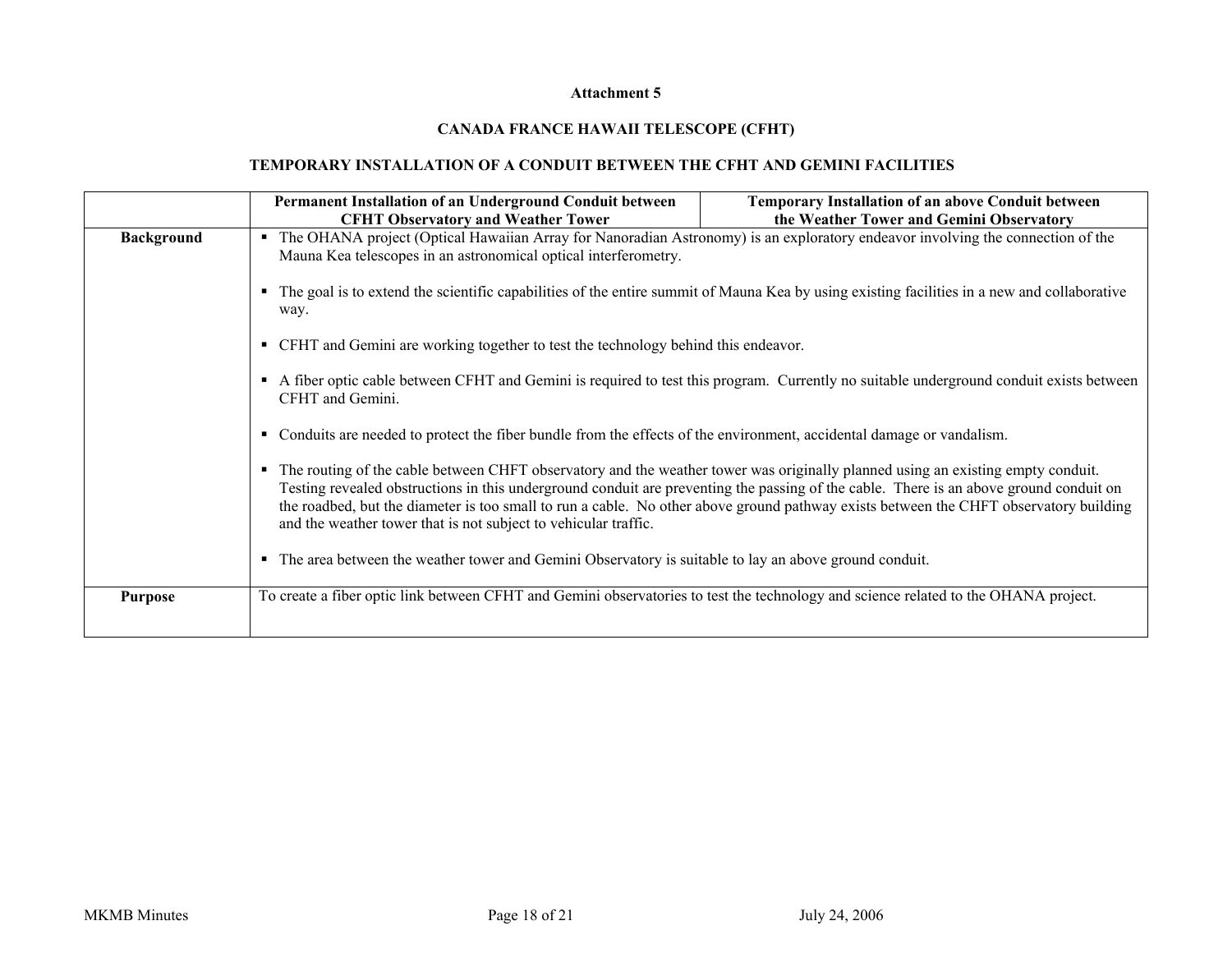**Attachment 5**

**CANADA FRANCE HAWAII TELESCOPE (CFHT)**

**TEMPORARY INSTALLATION OF A CONDUIT BETWEEN THE CFHT AND GEMINI FACILITIES**

| | **Permanent Installation of an Underground Conduit between CFHT Observatory and Weather Tower** | **Temporary Installation of an above Conduit between the Weather Tower and Gemini Observatory** |
|---|---|---|
| **Background** | ▪ The OHANA project (Optical Hawaiian Array for Nanoradian Astronomy) is an exploratory endeavor involving the connection of the Mauna Kea telescopes in an astronomical optical interferometry.<br><br>▪ The goal is to extend the scientific capabilities of the entire summit of Mauna Kea by using existing facilities in a new and collaborative way.<br><br>▪ CFHT and Gemini are working together to test the technology behind this endeavor.<br><br>▪ A fiber optic cable between CFHT and Gemini is required to test this program. Currently no suitable underground conduit exists between CFHT and Gemini.<br><br>▪ Conduits are needed to protect the fiber bundle from the effects of the environment, accidental damage or vandalism.<br><br>▪ The routing of the cable between CHFT observatory and the weather tower was originally planned using an existing empty conduit. Testing revealed obstructions in this underground conduit are preventing the passing of the cable. There is an above ground conduit on the roadbed, but the diameter is too small to run a cable. No other above ground pathway exists between the CHFT observatory building and the weather tower that is not subject to vehicular traffic.<br><br>▪ The area between the weather tower and Gemini Observatory is suitable to lay an above ground conduit. | |
| **Purpose** | To create a fiber optic link between CFHT and Gemini observatories to test the technology and science related to the OHANA project. | |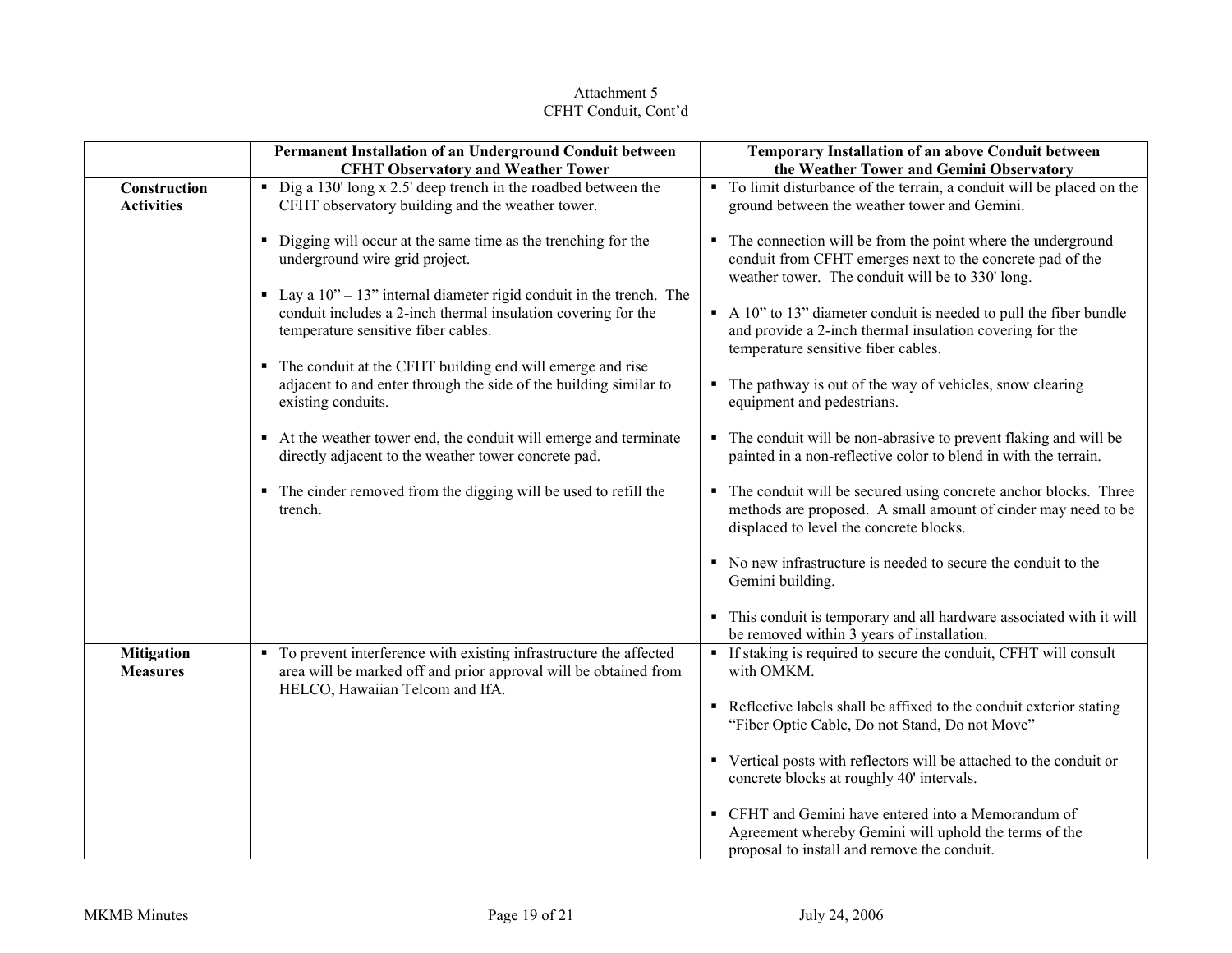Attachment 5
CFHT Conduit, Cont'd

| | Permanent Installation of an Underground Conduit between CFHT Observatory and Weather Tower | Temporary Installation of an above Conduit between the Weather Tower and Gemini Observatory |
|---|---|---|
| **Construction Activities** | ▪ Dig a 130' long x 2.5' deep trench in the roadbed between the CFHT observatory building and the weather tower.<br><br>▪ Digging will occur at the same time as the trenching for the underground wire grid project.<br><br>▪ Lay a 10" – 13" internal diameter rigid conduit in the trench. The conduit includes a 2-inch thermal insulation covering for the temperature sensitive fiber cables.<br><br>▪ The conduit at the CFHT building end will emerge and rise adjacent to and enter through the side of the building similar to existing conduits.<br><br>▪ At the weather tower end, the conduit will emerge and terminate directly adjacent to the weather tower concrete pad.<br><br>▪ The cinder removed from the digging will be used to refill the trench. | ▪ To limit disturbance of the terrain, a conduit will be placed on the ground between the weather tower and Gemini.<br><br>▪ The connection will be from the point where the underground conduit from CFHT emerges next to the concrete pad of the weather tower. The conduit will be to 330' long.<br><br>▪ A 10" to 13" diameter conduit is needed to pull the fiber bundle and provide a 2-inch thermal insulation covering for the temperature sensitive fiber cables.<br><br>▪ The pathway is out of the way of vehicles, snow clearing equipment and pedestrians.<br><br>▪ The conduit will be non-abrasive to prevent flaking and will be painted in a non-reflective color to blend in with the terrain.<br><br>▪ The conduit will be secured using concrete anchor blocks. Three methods are proposed. A small amount of cinder may need to be displaced to level the concrete blocks.<br><br>▪ No new infrastructure is needed to secure the conduit to the Gemini building.<br><br>▪ This conduit is temporary and all hardware associated with it will be removed within 3 years of installation. |
| **Mitigation Measures** | ▪ To prevent interference with existing infrastructure the affected area will be marked off and prior approval will be obtained from HELCO, Hawaiian Telcom and IfA. | ▪ If staking is required to secure the conduit, CFHT will consult with OMKM.<br><br>▪ Reflective labels shall be affixed to the conduit exterior stating "Fiber Optic Cable, Do not Stand, Do not Move"<br><br>▪ Vertical posts with reflectors will be attached to the conduit or concrete blocks at roughly 40' intervals.<br><br>▪ CFHT and Gemini have entered into a Memorandum of Agreement whereby Gemini will uphold the terms of the proposal to install and remove the conduit. |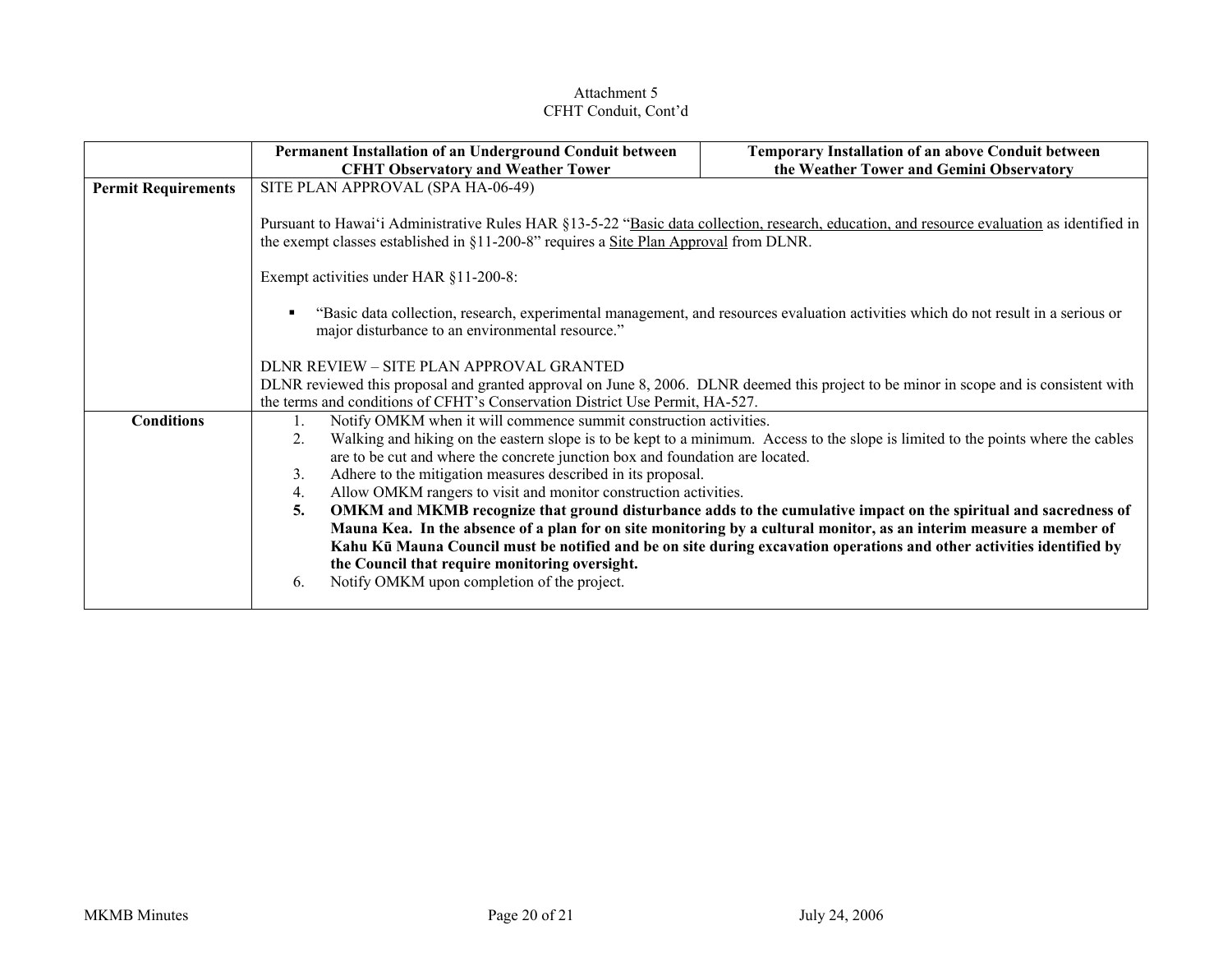Attachment 5
CFHT Conduit, Cont'd

| | Permanent Installation of an Underground Conduit between CFHT Observatory and Weather Tower | Temporary Installation of an above Conduit between the Weather Tower and Gemini Observatory |
|---|---|---|
| **Permit Requirements** | SITE PLAN APPROVAL (SPA HA-06-49)<br><br>Pursuant to Hawai'i Administrative Rules HAR §13-5-22 "Basic data collection, research, education, and resource evaluation as identified in the exempt classes established in §11-200-8" requires a Site Plan Approval from DLNR.<br><br>Exempt activities under HAR §11-200-8:<br><br>▪ "Basic data collection, research, experimental management, and resources evaluation activities which do not result in a serious or major disturbance to an environmental resource."<br><br>DLNR REVIEW – SITE PLAN APPROVAL GRANTED<br>DLNR reviewed this proposal and granted approval on June 8, 2006. DLNR deemed this project to be minor in scope and is consistent with the terms and conditions of CFHT's Conservation District Use Permit, HA-527. | |
| **Conditions** | 1. Notify OMKM when it will commence summit construction activities.<br>2. Walking and hiking on the eastern slope is to be kept to a minimum. Access to the slope is limited to the points where the cables are to be cut and where the concrete junction box and foundation are located.<br>3. Adhere to the mitigation measures described in its proposal.<br>4. Allow OMKM rangers to visit and monitor construction activities.<br>**5. OMKM and MKMB recognize that ground disturbance adds to the cumulative impact on the spiritual and sacredness of Mauna Kea. In the absence of a plan for on site monitoring by a cultural monitor, as an interim measure a member of Kahu Kū Mauna Council must be notified and be on site during excavation operations and other activities identified by the Council that require monitoring oversight.**<br>6. Notify OMKM upon completion of the project. | |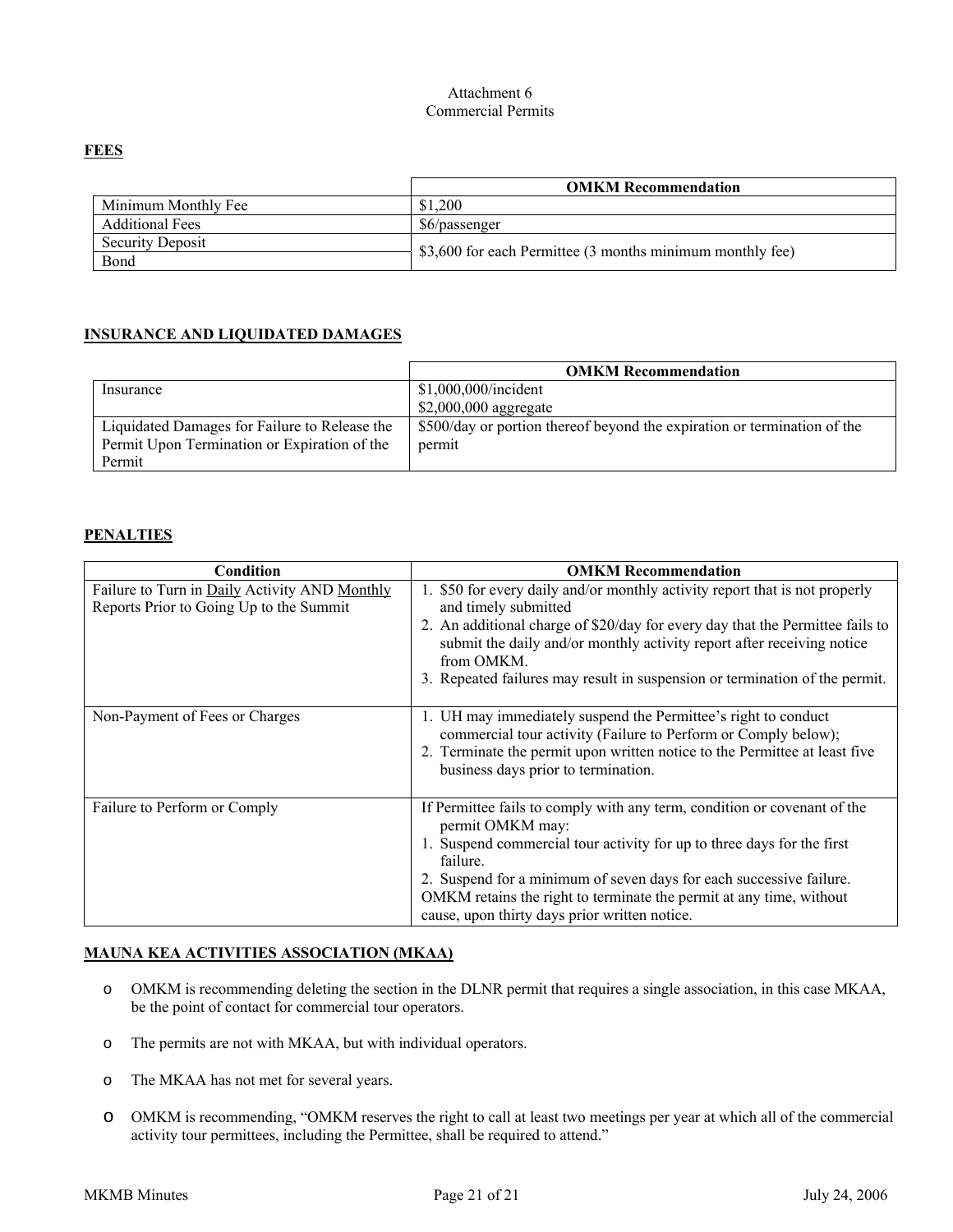Attachment 6
Commercial Permits

**FEES**

| | OMKM Recommendation |
|---|---|
| Minimum Monthly Fee | $1,200 |
| Additional Fees | $6/passenger |
| Security Deposit | $3,600 for each Permittee (3 months minimum monthly fee) |
| Bond | |

**INSURANCE AND LIQUIDATED DAMAGES**

| | OMKM Recommendation |
|---|---|
| Insurance | $1,000,000/incident<br>$2,000,000 aggregate |
| Liquidated Damages for Failure to Release the Permit Upon Termination or Expiration of the Permit | $500/day or portion thereof beyond the expiration or termination of the permit |

**PENALTIES**

| Condition | OMKM Recommendation |
|---|---|
| Failure to Turn in Daily Activity AND Monthly Reports Prior to Going Up to the Summit | 1. $50 for every daily and/or monthly activity report that is not properly and timely submitted<br>2. An additional charge of $20/day for every day that the Permittee fails to submit the daily and/or monthly activity report after receiving notice from OMKM.<br>3. Repeated failures may result in suspension or termination of the permit. |
| Non-Payment of Fees or Charges | 1. UH may immediately suspend the Permittee's right to conduct commercial tour activity (Failure to Perform or Comply below);<br>2. Terminate the permit upon written notice to the Permittee at least five business days prior to termination. |
| Failure to Perform or Comply | If Permittee fails to comply with any term, condition or covenant of the permit OMKM may:<br>1. Suspend commercial tour activity for up to three days for the first failure.<br>2. Suspend for a minimum of seven days for each successive failure.<br>OMKM retains the right to terminate the permit at any time, without cause, upon thirty days prior written notice. |

**MAUNA KEA ACTIVITIES ASSOCIATION (MKAA)**

- OMKM is recommending deleting the section in the DLNR permit that requires a single association, in this case MKAA, be the point of contact for commercial tour operators.
- The permits are not with MKAA, but with individual operators.
- The MKAA has not met for several years.
- OMKM is recommending, "OMKM reserves the right to call at least two meetings per year at which all of the commercial activity tour permittees, including the Permittee, shall be required to attend."